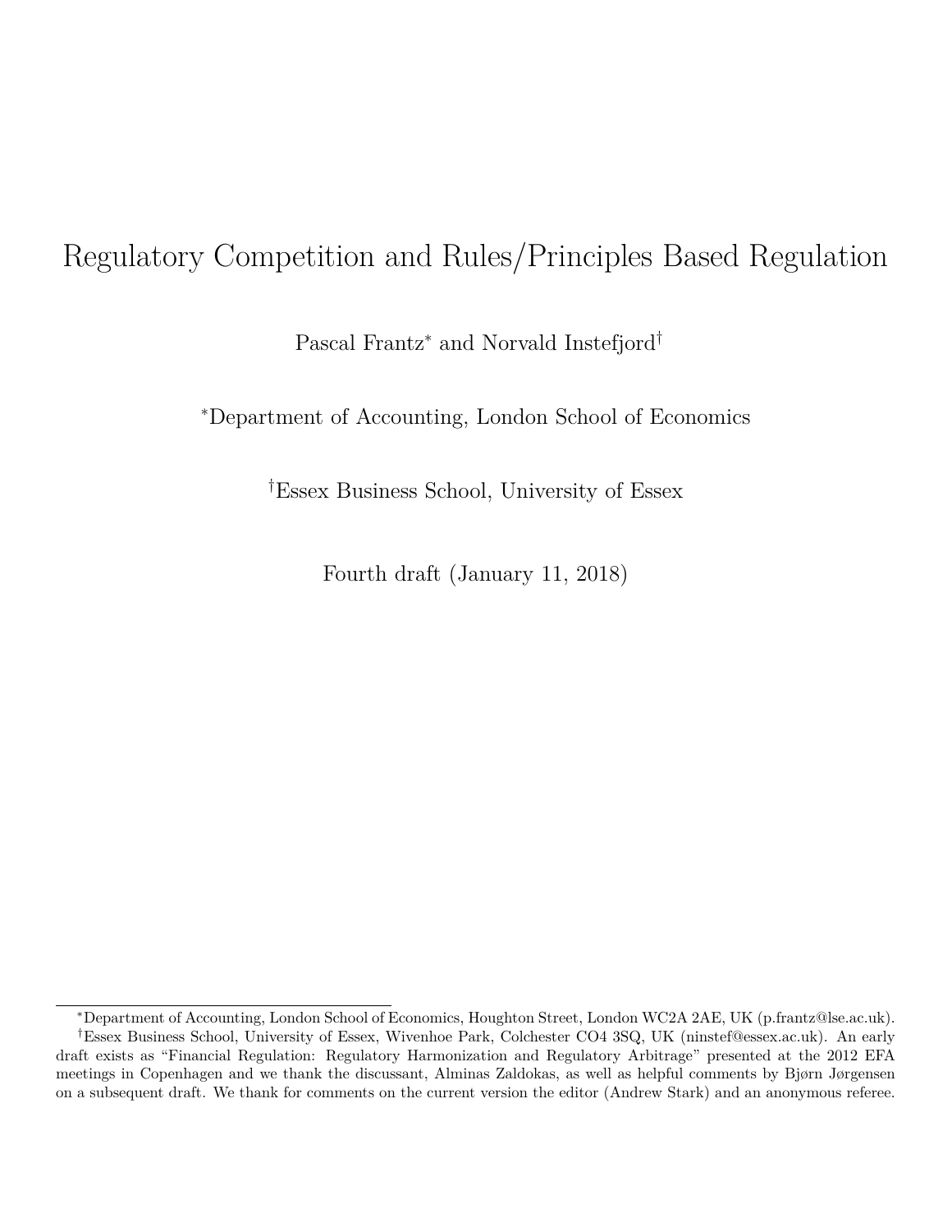# Regulatory Competition and Rules/Principles Based Regulation

Pascal Frantz[*] and Norvald Instefjord[†]

[*]Department of Accounting, London School of Economics

[†]Essex Business School, University of Essex

Fourth draft (January 11, 2018)

---

[*]Department of Accounting, London School of Economics, Houghton Street, London WC2A 2AE, UK (p.frantz@lse.ac.uk).

[†]Essex Business School, University of Essex, Wivenhoe Park, Colchester CO4 3SQ, UK (ninstef@essex.ac.uk). An early draft exists as "Financial Regulation: Regulatory Harmonization and Regulatory Arbitrage" presented at the 2012 EFA meetings in Copenhagen and we thank the discussant, Alminas Zaldokas, as well as helpful comments by Bjørn Jørgensen on a subsequent draft. We thank for comments on the current version the editor (Andrew Stark) and an anonymous referee.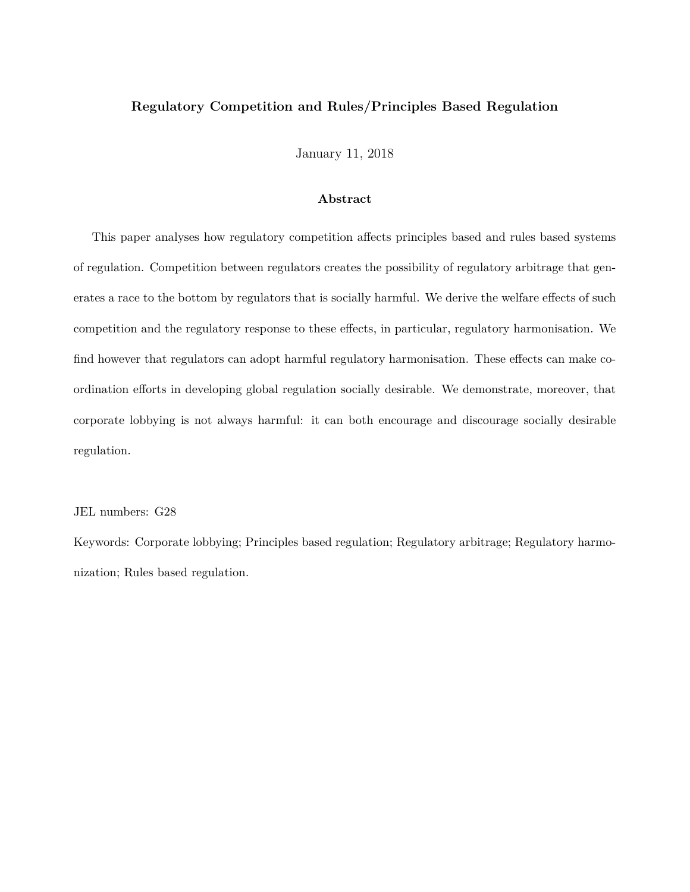**Regulatory Competition and Rules/Principles Based Regulation**

January 11, 2018

**Abstract**

This paper analyses how regulatory competition affects principles based and rules based systems of regulation. Competition between regulators creates the possibility of regulatory arbitrage that generates a race to the bottom by regulators that is socially harmful. We derive the welfare effects of such competition and the regulatory response to these effects, in particular, regulatory harmonisation. We find however that regulators can adopt harmful regulatory harmonisation. These effects can make coordination efforts in developing global regulation socially desirable. We demonstrate, moreover, that corporate lobbying is not always harmful: it can both encourage and discourage socially desirable regulation.

JEL numbers: G28

Keywords: Corporate lobbying; Principles based regulation; Regulatory arbitrage; Regulatory harmonization; Rules based regulation.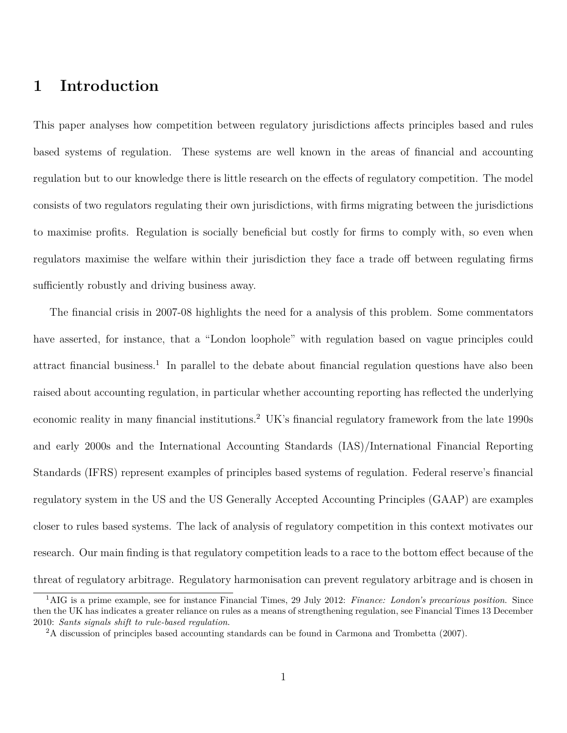# 1 Introduction

This paper analyses how competition between regulatory jurisdictions affects principles based and rules based systems of regulation. These systems are well known in the areas of financial and accounting regulation but to our knowledge there is little research on the effects of regulatory competition. The model consists of two regulators regulating their own jurisdictions, with firms migrating between the jurisdictions to maximise profits. Regulation is socially beneficial but costly for firms to comply with, so even when regulators maximise the welfare within their jurisdiction they face a trade off between regulating firms sufficiently robustly and driving business away.

The financial crisis in 2007-08 highlights the need for a analysis of this problem. Some commentators have asserted, for instance, that a "London loophole" with regulation based on vague principles could attract financial business.[1] In parallel to the debate about financial regulation questions have also been raised about accounting regulation, in particular whether accounting reporting has reflected the underlying economic reality in many financial institutions.[2] UK's financial regulatory framework from the late 1990s and early 2000s and the International Accounting Standards (IAS)/International Financial Reporting Standards (IFRS) represent examples of principles based systems of regulation. Federal reserve's financial regulatory system in the US and the US Generally Accepted Accounting Principles (GAAP) are examples closer to rules based systems. The lack of analysis of regulatory competition in this context motivates our research. Our main finding is that regulatory competition leads to a race to the bottom effect because of the threat of regulatory arbitrage. Regulatory harmonisation can prevent regulatory arbitrage and is chosen in

[1] AIG is a prime example, see for instance Financial Times, 29 July 2012: *Finance: London's precarious position*. Since then the UK has indicates a greater reliance on rules as a means of strengthening regulation, see Financial Times 13 December 2010: *Sants signals shift to rule-based regulation*.

[2] A discussion of principles based accounting standards can be found in Carmona and Trombetta (2007).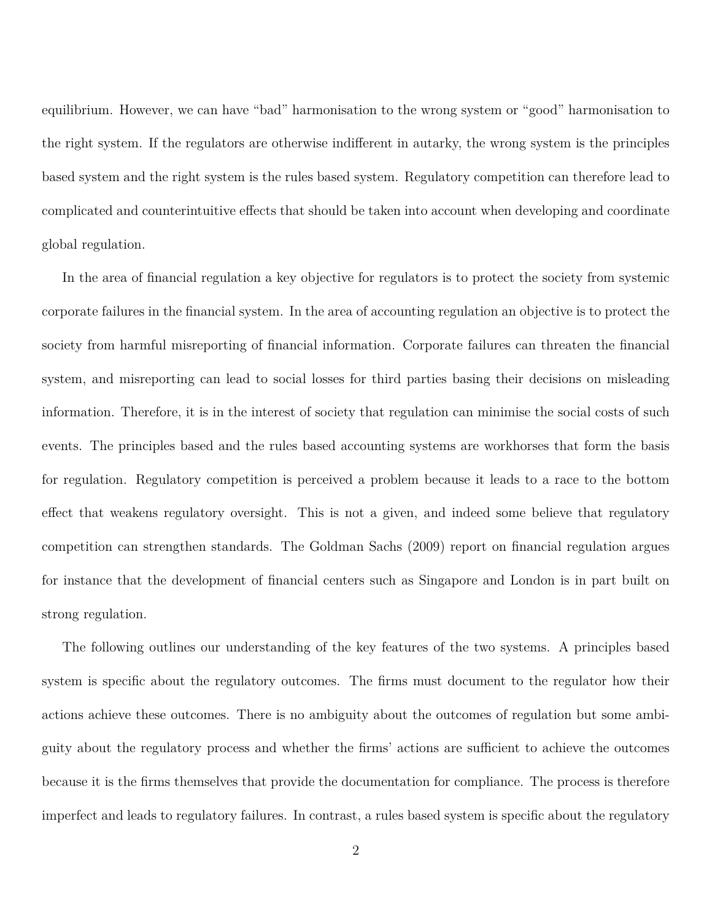equilibrium. However, we can have "bad" harmonisation to the wrong system or "good" harmonisation to the right system. If the regulators are otherwise indifferent in autarky, the wrong system is the principles based system and the right system is the rules based system. Regulatory competition can therefore lead to complicated and counterintuitive effects that should be taken into account when developing and coordinate global regulation.

In the area of financial regulation a key objective for regulators is to protect the society from systemic corporate failures in the financial system. In the area of accounting regulation an objective is to protect the society from harmful misreporting of financial information. Corporate failures can threaten the financial system, and misreporting can lead to social losses for third parties basing their decisions on misleading information. Therefore, it is in the interest of society that regulation can minimise the social costs of such events. The principles based and the rules based accounting systems are workhorses that form the basis for regulation. Regulatory competition is perceived a problem because it leads to a race to the bottom effect that weakens regulatory oversight. This is not a given, and indeed some believe that regulatory competition can strengthen standards. The Goldman Sachs (2009) report on financial regulation argues for instance that the development of financial centers such as Singapore and London is in part built on strong regulation.

The following outlines our understanding of the key features of the two systems. A principles based system is specific about the regulatory outcomes. The firms must document to the regulator how their actions achieve these outcomes. There is no ambiguity about the outcomes of regulation but some ambiguity about the regulatory process and whether the firms' actions are sufficient to achieve the outcomes because it is the firms themselves that provide the documentation for compliance. The process is therefore imperfect and leads to regulatory failures. In contrast, a rules based system is specific about the regulatory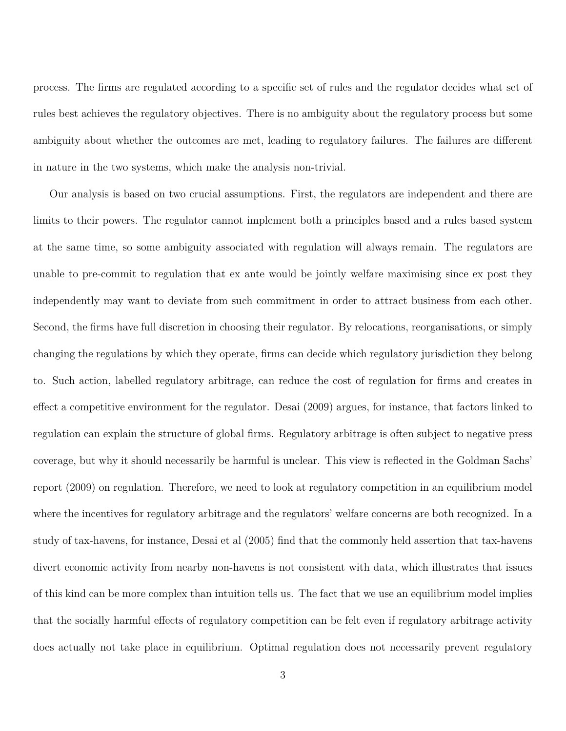process. The firms are regulated according to a specific set of rules and the regulator decides what set of rules best achieves the regulatory objectives. There is no ambiguity about the regulatory process but some ambiguity about whether the outcomes are met, leading to regulatory failures. The failures are different in nature in the two systems, which make the analysis non-trivial.

Our analysis is based on two crucial assumptions. First, the regulators are independent and there are limits to their powers. The regulator cannot implement both a principles based and a rules based system at the same time, so some ambiguity associated with regulation will always remain. The regulators are unable to pre-commit to regulation that ex ante would be jointly welfare maximising since ex post they independently may want to deviate from such commitment in order to attract business from each other. Second, the firms have full discretion in choosing their regulator. By relocations, reorganisations, or simply changing the regulations by which they operate, firms can decide which regulatory jurisdiction they belong to. Such action, labelled regulatory arbitrage, can reduce the cost of regulation for firms and creates in effect a competitive environment for the regulator. Desai (2009) argues, for instance, that factors linked to regulation can explain the structure of global firms. Regulatory arbitrage is often subject to negative press coverage, but why it should necessarily be harmful is unclear. This view is reflected in the Goldman Sachs' report (2009) on regulation. Therefore, we need to look at regulatory competition in an equilibrium model where the incentives for regulatory arbitrage and the regulators' welfare concerns are both recognized. In a study of tax-havens, for instance, Desai et al (2005) find that the commonly held assertion that tax-havens divert economic activity from nearby non-havens is not consistent with data, which illustrates that issues of this kind can be more complex than intuition tells us. The fact that we use an equilibrium model implies that the socially harmful effects of regulatory competition can be felt even if regulatory arbitrage activity does actually not take place in equilibrium. Optimal regulation does not necessarily prevent regulatory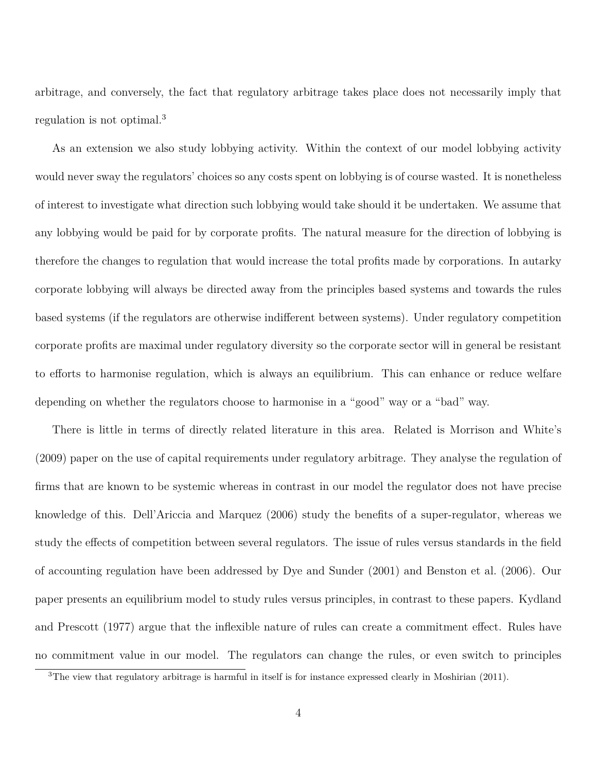arbitrage, and conversely, the fact that regulatory arbitrage takes place does not necessarily imply that regulation is not optimal.[3]

As an extension we also study lobbying activity. Within the context of our model lobbying activity would never sway the regulators' choices so any costs spent on lobbying is of course wasted. It is nonetheless of interest to investigate what direction such lobbying would take should it be undertaken. We assume that any lobbying would be paid for by corporate profits. The natural measure for the direction of lobbying is therefore the changes to regulation that would increase the total profits made by corporations. In autarky corporate lobbying will always be directed away from the principles based systems and towards the rules based systems (if the regulators are otherwise indifferent between systems). Under regulatory competition corporate profits are maximal under regulatory diversity so the corporate sector will in general be resistant to efforts to harmonise regulation, which is always an equilibrium. This can enhance or reduce welfare depending on whether the regulators choose to harmonise in a "good" way or a "bad" way.

There is little in terms of directly related literature in this area. Related is Morrison and White's (2009) paper on the use of capital requirements under regulatory arbitrage. They analyse the regulation of firms that are known to be systemic whereas in contrast in our model the regulator does not have precise knowledge of this. Dell'Ariccia and Marquez (2006) study the benefits of a super-regulator, whereas we study the effects of competition between several regulators. The issue of rules versus standards in the field of accounting regulation have been addressed by Dye and Sunder (2001) and Benston et al. (2006). Our paper presents an equilibrium model to study rules versus principles, in contrast to these papers. Kydland and Prescott (1977) argue that the inflexible nature of rules can create a commitment effect. Rules have no commitment value in our model. The regulators can change the rules, or even switch to principles

[3] The view that regulatory arbitrage is harmful in itself is for instance expressed clearly in Moshirian (2011).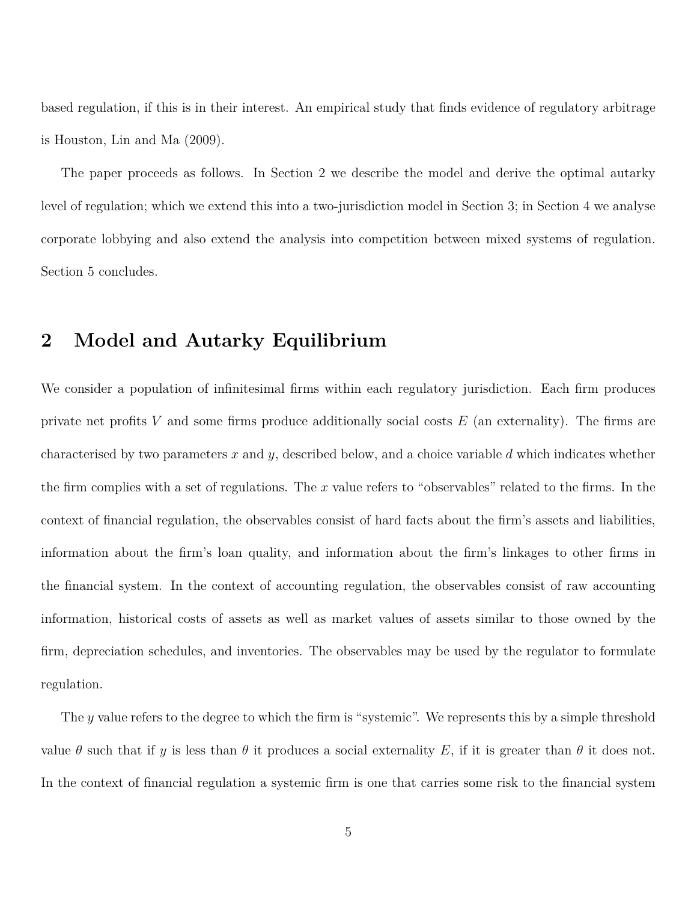based regulation, if this is in their interest. An empirical study that finds evidence of regulatory arbitrage is Houston, Lin and Ma (2009).

The paper proceeds as follows. In Section 2 we describe the model and derive the optimal autarky level of regulation; which we extend this into a two-jurisdiction model in Section 3; in Section 4 we analyse corporate lobbying and also extend the analysis into competition between mixed systems of regulation. Section 5 concludes.

## 2 Model and Autarky Equilibrium

We consider a population of infinitesimal firms within each regulatory jurisdiction. Each firm produces private net profits $V$ and some firms produce additionally social costs $E$ (an externality). The firms are characterised by two parameters $x$ and $y$, described below, and a choice variable $d$ which indicates whether the firm complies with a set of regulations. The $x$ value refers to "observables" related to the firms. In the context of financial regulation, the observables consist of hard facts about the firm's assets and liabilities, information about the firm's loan quality, and information about the firm's linkages to other firms in the financial system. In the context of accounting regulation, the observables consist of raw accounting information, historical costs of assets as well as market values of assets similar to those owned by the firm, depreciation schedules, and inventories. The observables may be used by the regulator to formulate regulation.

The $y$ value refers to the degree to which the firm is "systemic". We represents this by a simple threshold value $\theta$ such that if $y$ is less than $\theta$ it produces a social externality $E$, if it is greater than $\theta$ it does not. In the context of financial regulation a systemic firm is one that carries some risk to the financial system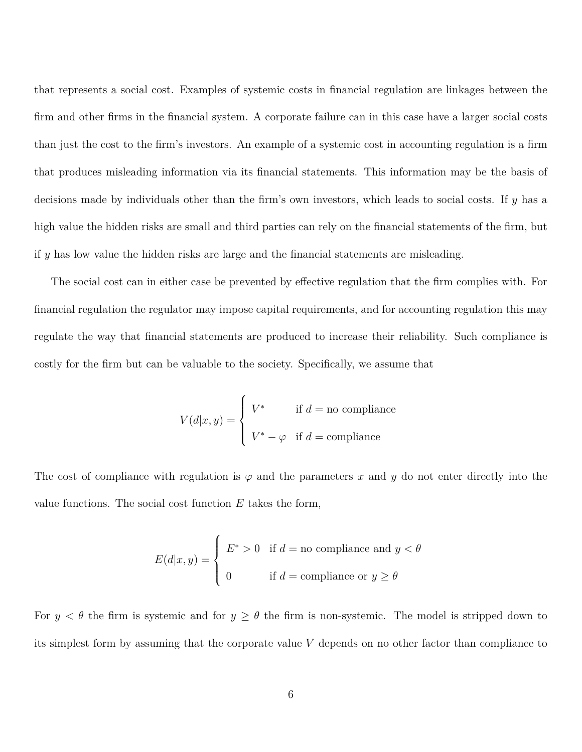that represents a social cost. Examples of systemic costs in financial regulation are linkages between the firm and other firms in the financial system. A corporate failure can in this case have a larger social costs than just the cost to the firm's investors. An example of a systemic cost in accounting regulation is a firm that produces misleading information via its financial statements. This information may be the basis of decisions made by individuals other than the firm's own investors, which leads to social costs. If $y$ has a high value the hidden risks are small and third parties can rely on the financial statements of the firm, but if $y$ has low value the hidden risks are large and the financial statements are misleading.

The social cost can in either case be prevented by effective regulation that the firm complies with. For financial regulation the regulator may impose capital requirements, and for accounting regulation this may regulate the way that financial statements are produced to increase their reliability. Such compliance is costly for the firm but can be valuable to the society. Specifically, we assume that

$$V(d|x,y) = \begin{cases} V^* & \text{if } d = \text{no compliance} \\ V^* - \varphi & \text{if } d = \text{compliance} \end{cases}$$

The cost of compliance with regulation is $\varphi$ and the parameters $x$ and $y$ do not enter directly into the value functions. The social cost function $E$ takes the form,

$$E(d|x,y) = \begin{cases} E^* > 0 & \text{if } d = \text{no compliance and } y < \theta \\ 0 & \text{if } d = \text{compliance or } y \geq \theta \end{cases}$$

For $y < \theta$ the firm is systemic and for $y \geq \theta$ the firm is non-systemic. The model is stripped down to its simplest form by assuming that the corporate value $V$ depends on no other factor than compliance to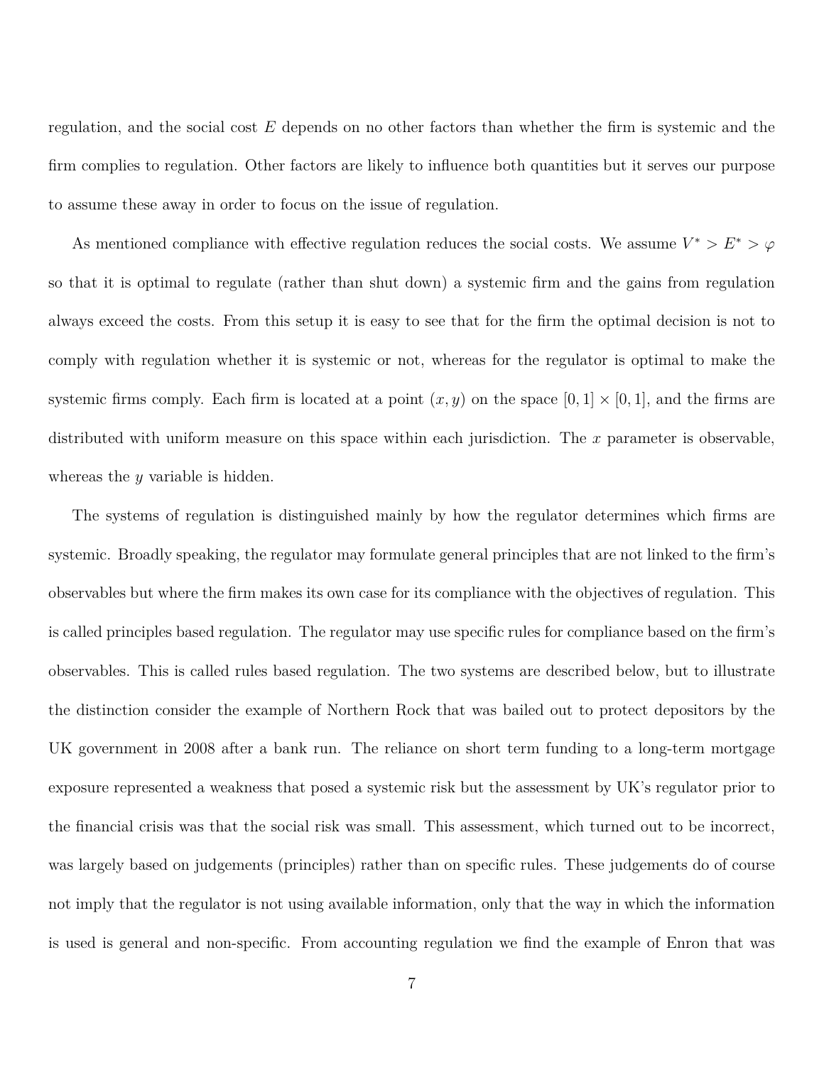regulation, and the social cost $E$ depends on no other factors than whether the firm is systemic and the firm complies to regulation. Other factors are likely to influence both quantities but it serves our purpose to assume these away in order to focus on the issue of regulation.

As mentioned compliance with effective regulation reduces the social costs. We assume $V^* > E^* > \varphi$ so that it is optimal to regulate (rather than shut down) a systemic firm and the gains from regulation always exceed the costs. From this setup it is easy to see that for the firm the optimal decision is not to comply with regulation whether it is systemic or not, whereas for the regulator is optimal to make the systemic firms comply. Each firm is located at a point $(x, y)$ on the space $[0, 1] \times [0, 1]$, and the firms are distributed with uniform measure on this space within each jurisdiction. The $x$ parameter is observable, whereas the $y$ variable is hidden.

The systems of regulation is distinguished mainly by how the regulator determines which firms are systemic. Broadly speaking, the regulator may formulate general principles that are not linked to the firm's observables but where the firm makes its own case for its compliance with the objectives of regulation. This is called principles based regulation. The regulator may use specific rules for compliance based on the firm's observables. This is called rules based regulation. The two systems are described below, but to illustrate the distinction consider the example of Northern Rock that was bailed out to protect depositors by the UK government in 2008 after a bank run. The reliance on short term funding to a long-term mortgage exposure represented a weakness that posed a systemic risk but the assessment by UK's regulator prior to the financial crisis was that the social risk was small. This assessment, which turned out to be incorrect, was largely based on judgements (principles) rather than on specific rules. These judgements do of course not imply that the regulator is not using available information, only that the way in which the information is used is general and non-specific. From accounting regulation we find the example of Enron that was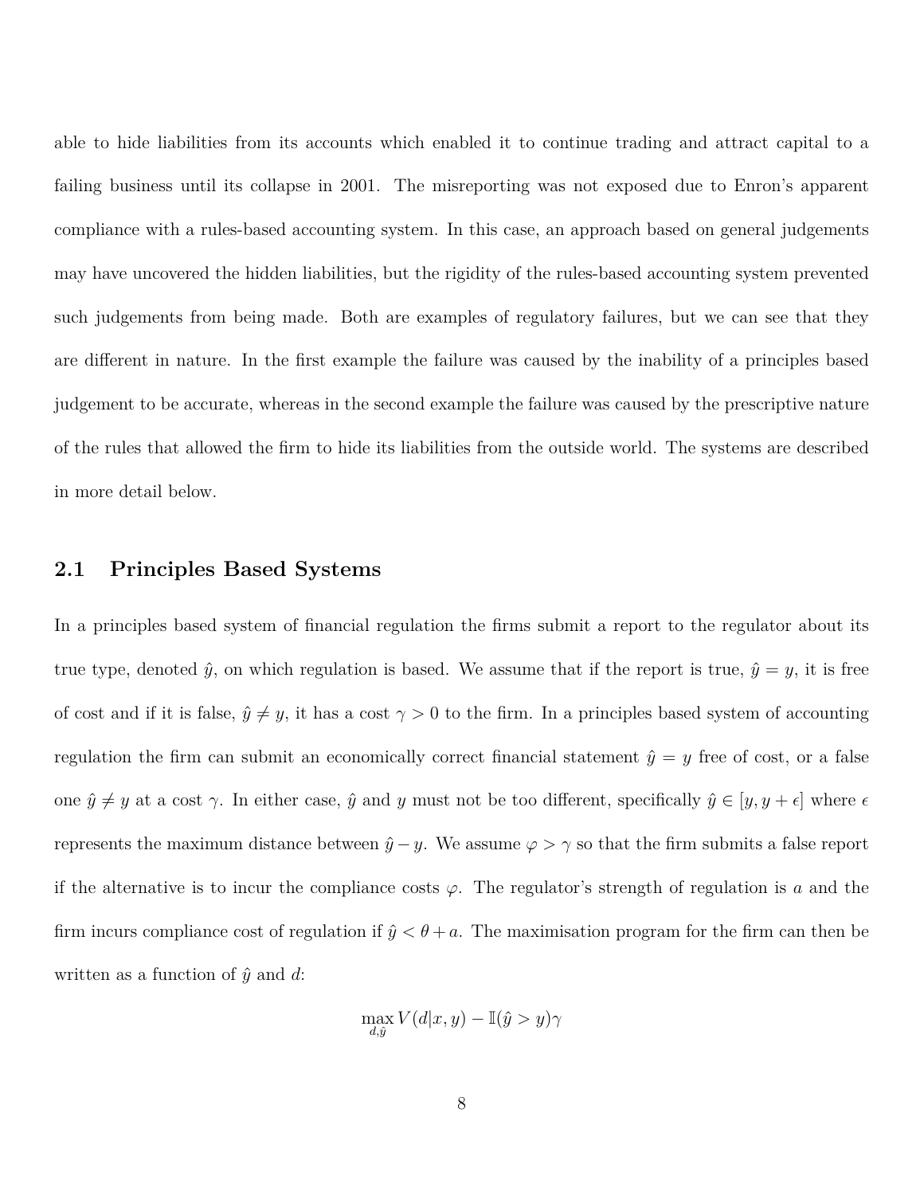able to hide liabilities from its accounts which enabled it to continue trading and attract capital to a failing business until its collapse in 2001. The misreporting was not exposed due to Enron's apparent compliance with a rules-based accounting system. In this case, an approach based on general judgements may have uncovered the hidden liabilities, but the rigidity of the rules-based accounting system prevented such judgements from being made. Both are examples of regulatory failures, but we can see that they are different in nature. In the first example the failure was caused by the inability of a principles based judgement to be accurate, whereas in the second example the failure was caused by the prescriptive nature of the rules that allowed the firm to hide its liabilities from the outside world. The systems are described in more detail below.

## 2.1 Principles Based Systems

In a principles based system of financial regulation the firms submit a report to the regulator about its true type, denoted $\hat{y}$, on which regulation is based. We assume that if the report is true, $\hat{y} = y$, it is free of cost and if it is false, $\hat{y} \neq y$, it has a cost $\gamma > 0$ to the firm. In a principles based system of accounting regulation the firm can submit an economically correct financial statement $\hat{y} = y$ free of cost, or a false one $\hat{y} \neq y$ at a cost $\gamma$. In either case, $\hat{y}$ and $y$ must not be too different, specifically $\hat{y} \in [y, y + \epsilon]$ where $\epsilon$ represents the maximum distance between $\hat{y} - y$. We assume $\varphi > \gamma$ so that the firm submits a false report if the alternative is to incur the compliance costs $\varphi$. The regulator's strength of regulation is $a$ and the firm incurs compliance cost of regulation if $\hat{y} < \theta + a$. The maximisation program for the firm can then be written as a function of $\hat{y}$ and $d$:

$$\max_{d,\hat{y}} V(d|x, y) - \mathbb{I}(\hat{y} > y)\gamma$$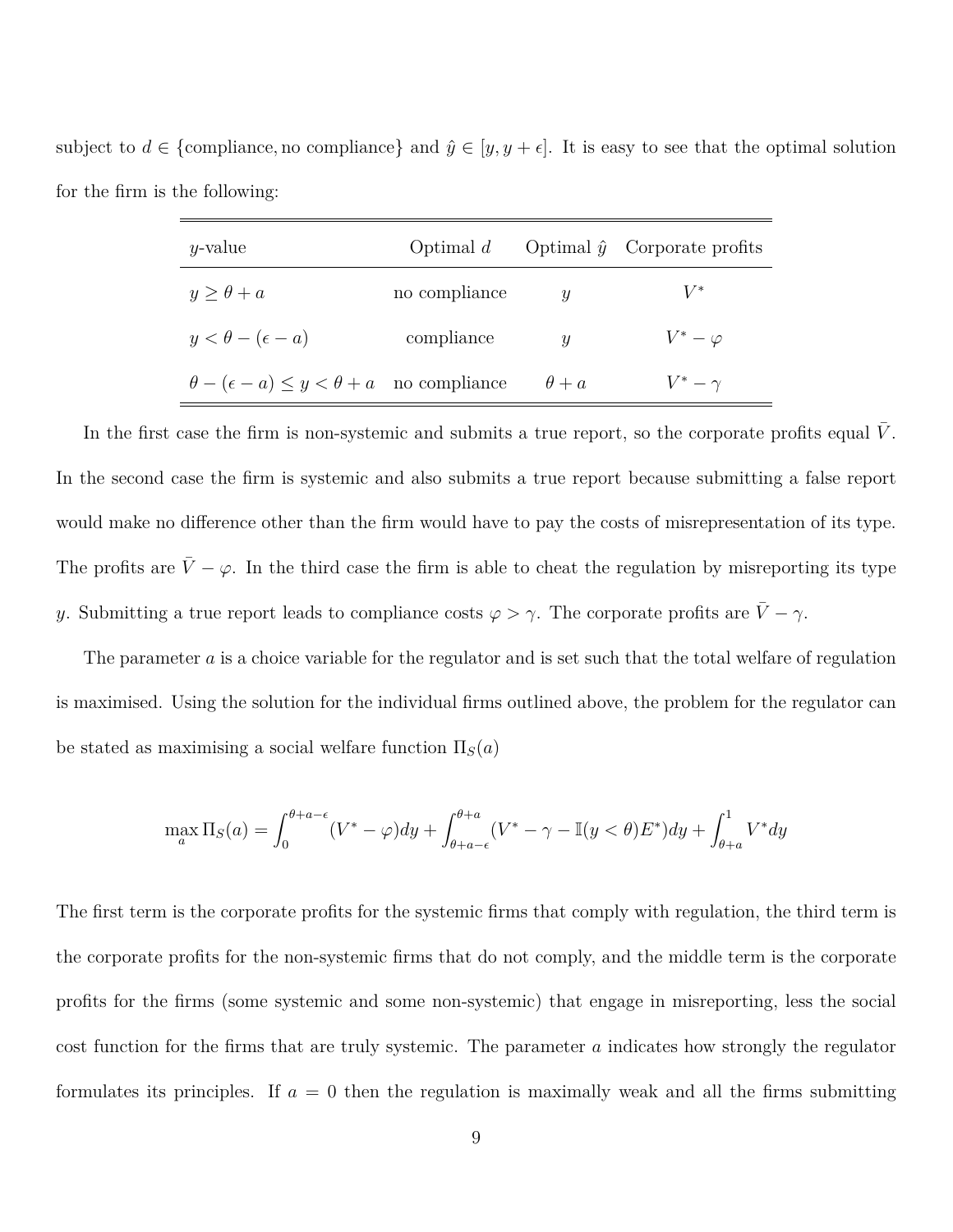subject to $d \in$ {compliance, no compliance} and $\hat{y} \in [y, y+\epsilon]$. It is easy to see that the optimal solution for the firm is the following:

| $y$-value | Optimal $d$ | Optimal $\hat{y}$ | Corporate profits |
|---|---|---|---|
| $y \geq \theta + a$ | no compliance | $y$ | $V^*$ |
| $y < \theta - (\epsilon - a)$ | compliance | $y$ | $V^* - \varphi$ |
| $\theta - (\epsilon - a) \leq y < \theta + a$ | no compliance | $\theta + a$ | $V^* - \gamma$ |

In the first case the firm is non-systemic and submits a true report, so the corporate profits equal $\bar{V}$. In the second case the firm is systemic and also submits a true report because submitting a false report would make no difference other than the firm would have to pay the costs of misrepresentation of its type. The profits are $\bar{V} - \varphi$. In the third case the firm is able to cheat the regulation by misreporting its type $y$. Submitting a true report leads to compliance costs $\varphi > \gamma$. The corporate profits are $\bar{V} - \gamma$.

The parameter $a$ is a choice variable for the regulator and is set such that the total welfare of regulation is maximised. Using the solution for the individual firms outlined above, the problem for the regulator can be stated as maximising a social welfare function $\Pi_S(a)$

$$\max_a \Pi_S(a) = \int_0^{\theta+a-\epsilon} (V^* - \varphi)dy + \int_{\theta+a-\epsilon}^{\theta+a} (V^* - \gamma - \mathbb{I}(y < \theta)E^*)dy + \int_{\theta+a}^{1} V^* dy$$

The first term is the corporate profits for the systemic firms that comply with regulation, the third term is the corporate profits for the non-systemic firms that do not comply, and the middle term is the corporate profits for the firms (some systemic and some non-systemic) that engage in misreporting, less the social cost function for the firms that are truly systemic. The parameter $a$ indicates how strongly the regulator formulates its principles. If $a = 0$ then the regulation is maximally weak and all the firms submitting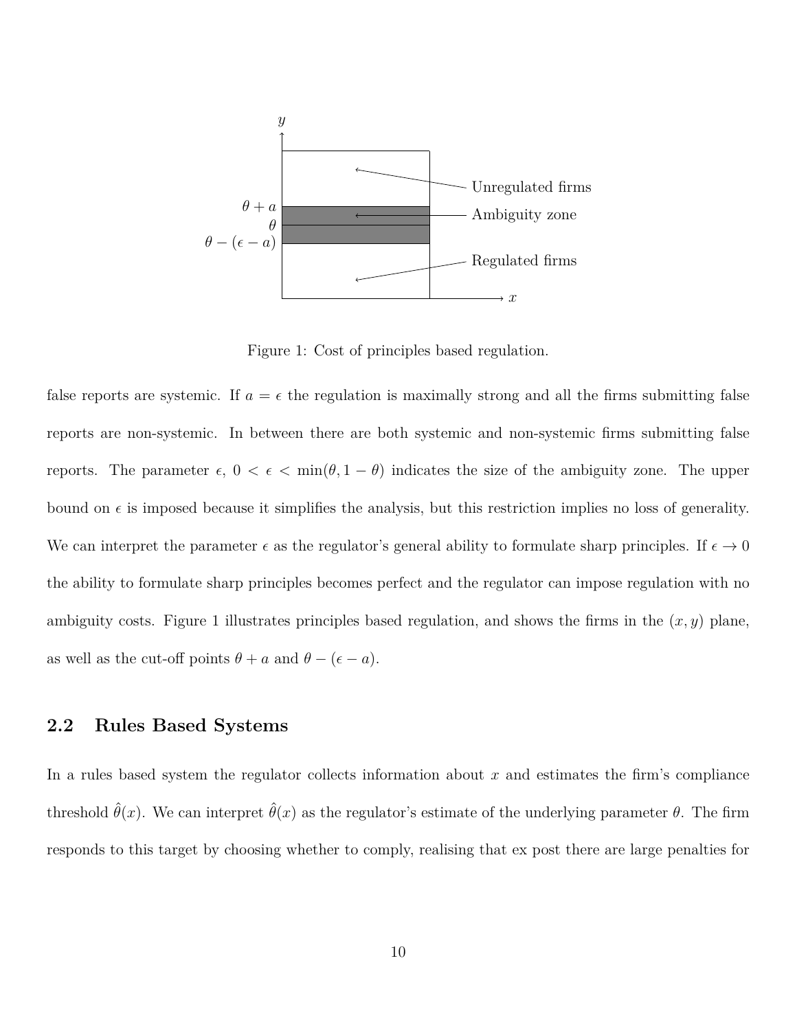Figure 1: Cost of principles based regulation.

false reports are systemic. If $a = \epsilon$ the regulation is maximally strong and all the firms submitting false reports are non-systemic. In between there are both systemic and non-systemic firms submitting false reports. The parameter $\epsilon$, $0 < \epsilon < \min(\theta, 1 - \theta)$ indicates the size of the ambiguity zone. The upper bound on $\epsilon$ is imposed because it simplifies the analysis, but this restriction implies no loss of generality. We can interpret the parameter $\epsilon$ as the regulator's general ability to formulate sharp principles. If $\epsilon \to 0$ the ability to formulate sharp principles becomes perfect and the regulator can impose regulation with no ambiguity costs. Figure 1 illustrates principles based regulation, and shows the firms in the $(x, y)$ plane, as well as the cut-off points $\theta + a$ and $\theta - (\epsilon - a)$.

## 2.2 Rules Based Systems

In a rules based system the regulator collects information about $x$ and estimates the firm's compliance threshold $\hat{\theta}(x)$. We can interpret $\hat{\theta}(x)$ as the regulator's estimate of the underlying parameter $\theta$. The firm responds to this target by choosing whether to comply, realising that ex post there are large penalties for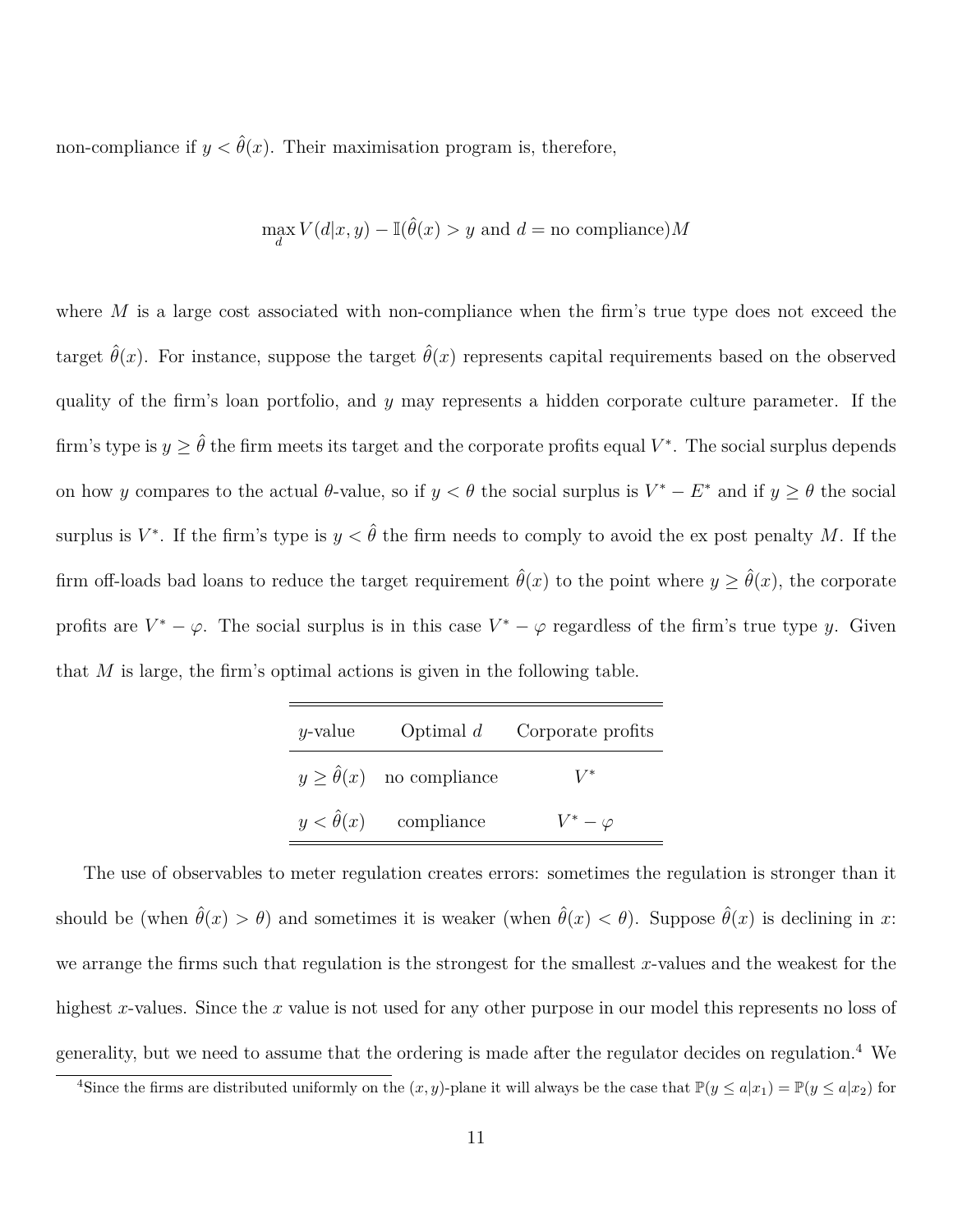non-compliance if $y < \hat{\theta}(x)$. Their maximisation program is, therefore,

$$\max_{d} V(d|x, y) - \mathbb{I}(\hat{\theta}(x) > y \text{ and } d = \text{no compliance})M$$

where $M$ is a large cost associated with non-compliance when the firm's true type does not exceed the target $\hat{\theta}(x)$. For instance, suppose the target $\hat{\theta}(x)$ represents capital requirements based on the observed quality of the firm's loan portfolio, and $y$ may represents a hidden corporate culture parameter. If the firm's type is $y \geq \hat{\theta}$ the firm meets its target and the corporate profits equal $V^*$. The social surplus depends on how $y$ compares to the actual $\theta$-value, so if $y < \theta$ the social surplus is $V^* - E^*$ and if $y \geq \theta$ the social surplus is $V^*$. If the firm's type is $y < \hat{\theta}$ the firm needs to comply to avoid the ex post penalty $M$. If the firm off-loads bad loans to reduce the target requirement $\hat{\theta}(x)$ to the point where $y \geq \hat{\theta}(x)$, the corporate profits are $V^* - \varphi$. The social surplus is in this case $V^* - \varphi$ regardless of the firm's true type $y$. Given that $M$ is large, the firm's optimal actions is given in the following table.

| $y$-value | Optimal $d$ | Corporate profits |
|---|---|---|
| $y \geq \hat{\theta}(x)$ | no compliance | $V^*$ |
| $y < \hat{\theta}(x)$ | compliance | $V^* - \varphi$ |

The use of observables to meter regulation creates errors: sometimes the regulation is stronger than it should be (when $\hat{\theta}(x) > \theta$) and sometimes it is weaker (when $\hat{\theta}(x) < \theta$). Suppose $\hat{\theta}(x)$ is declining in $x$: we arrange the firms such that regulation is the strongest for the smallest $x$-values and the weakest for the highest $x$-values. Since the $x$ value is not used for any other purpose in our model this represents no loss of generality, but we need to assume that the ordering is made after the regulator decides on regulation.[4] We

[4]Since the firms are distributed uniformly on the $(x, y)$-plane it will always be the case that $\mathbb{P}(y \leq a|x_1) = \mathbb{P}(y \leq a|x_2)$ for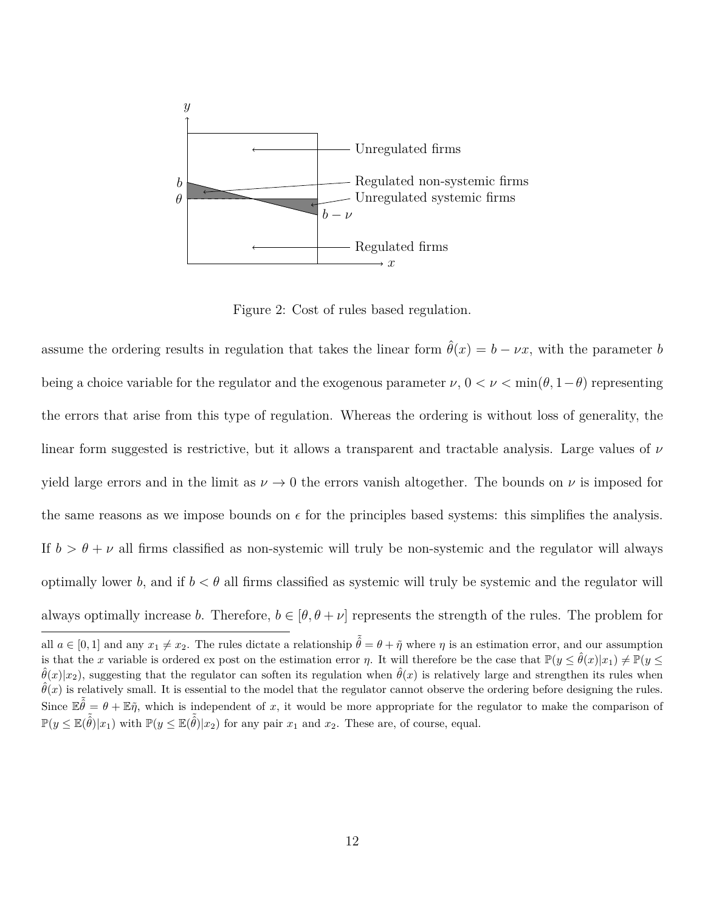Figure 2: Cost of rules based regulation.

assume the ordering results in regulation that takes the linear form $\hat{\theta}(x) = b - \nu x$, with the parameter $b$ being a choice variable for the regulator and the exogenous parameter $\nu$, $0 < \nu < \min(\theta, 1-\theta)$ representing the errors that arise from this type of regulation. Whereas the ordering is without loss of generality, the linear form suggested is restrictive, but it allows a transparent and tractable analysis. Large values of $\nu$ yield large errors and in the limit as $\nu \to 0$ the errors vanish altogether. The bounds on $\nu$ is imposed for the same reasons as we impose bounds on $\epsilon$ for the principles based systems: this simplifies the analysis. If $b > \theta + \nu$ all firms classified as non-systemic will truly be non-systemic and the regulator will always optimally lower $b$, and if $b < \theta$ all firms classified as systemic will truly be systemic and the regulator will always optimally increase $b$. Therefore, $b \in [\theta, \theta + \nu]$ represents the strength of the rules. The problem for

all $a \in [0, 1]$ and any $x_1 \neq x_2$. The rules dictate a relationship $\tilde{\hat{\theta}} = \theta + \tilde{\eta}$ where $\eta$ is an estimation error, and our assumption is that the $x$ variable is ordered ex post on the estimation error $\eta$. It will therefore be the case that $\mathbb{P}(y \leq \hat{\theta}(x)|x_1) \neq \mathbb{P}(y \leq \hat{\theta}(x)|x_2)$, suggesting that the regulator can soften its regulation when $\hat{\theta}(x)$ is relatively large and strengthen its rules when $\hat{\theta}(x)$ is relatively small. It is essential to the model that the regulator cannot observe the ordering before designing the rules. Since $\mathbb{E}\tilde{\hat{\theta}} = \theta + \mathbb{E}\tilde{\eta}$, which is independent of $x$, it would be more appropriate for the regulator to make the comparison of $\mathbb{P}(y \leq \mathbb{E}(\tilde{\hat{\theta}})|x_1)$ with $\mathbb{P}(y \leq \mathbb{E}(\tilde{\hat{\theta}})|x_2)$ for any pair $x_1$ and $x_2$. These are, of course, equal.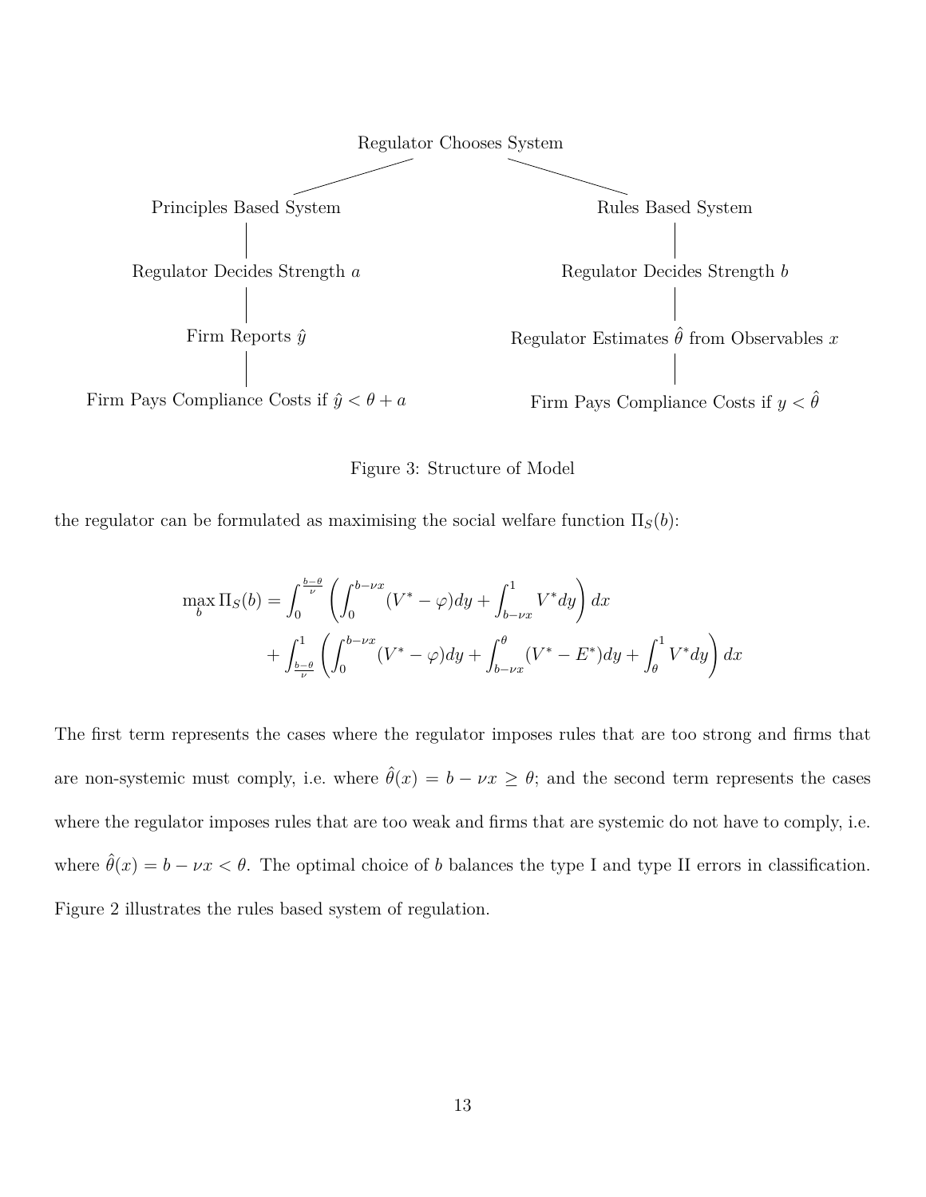Regulator Chooses System

Principles Based System → Regulator Decides Strength $a$ → Firm Reports $\hat{y}$ → Firm Pays Compliance Costs if $\hat{y} < \theta + a$

Rules Based System → Regulator Decides Strength $b$ → Regulator Estimates $\hat{\theta}$ from Observables $x$ → Firm Pays Compliance Costs if $y < \hat{\theta}$

Figure 3: Structure of Model

the regulator can be formulated as maximising the social welfare function $\Pi_S(b)$:

$$\max_b \Pi_S(b) = \int_0^{\frac{b-\theta}{\nu}} \left( \int_0^{b-\nu x} (V^* - \varphi)dy + \int_{b-\nu x}^1 V^* dy \right) dx$$
$$+ \int_{\frac{b-\theta}{\nu}}^1 \left( \int_0^{b-\nu x} (V^* - \varphi)dy + \int_{b-\nu x}^{\theta} (V^* - E^*)dy + \int_{\theta}^1 V^* dy \right) dx$$

The first term represents the cases where the regulator imposes rules that are too strong and firms that are non-systemic must comply, i.e. where $\hat{\theta}(x) = b - \nu x \geq \theta$; and the second term represents the cases where the regulator imposes rules that are too weak and firms that are systemic do not have to comply, i.e. where $\hat{\theta}(x) = b - \nu x < \theta$. The optimal choice of $b$ balances the type I and type II errors in classification. Figure 2 illustrates the rules based system of regulation.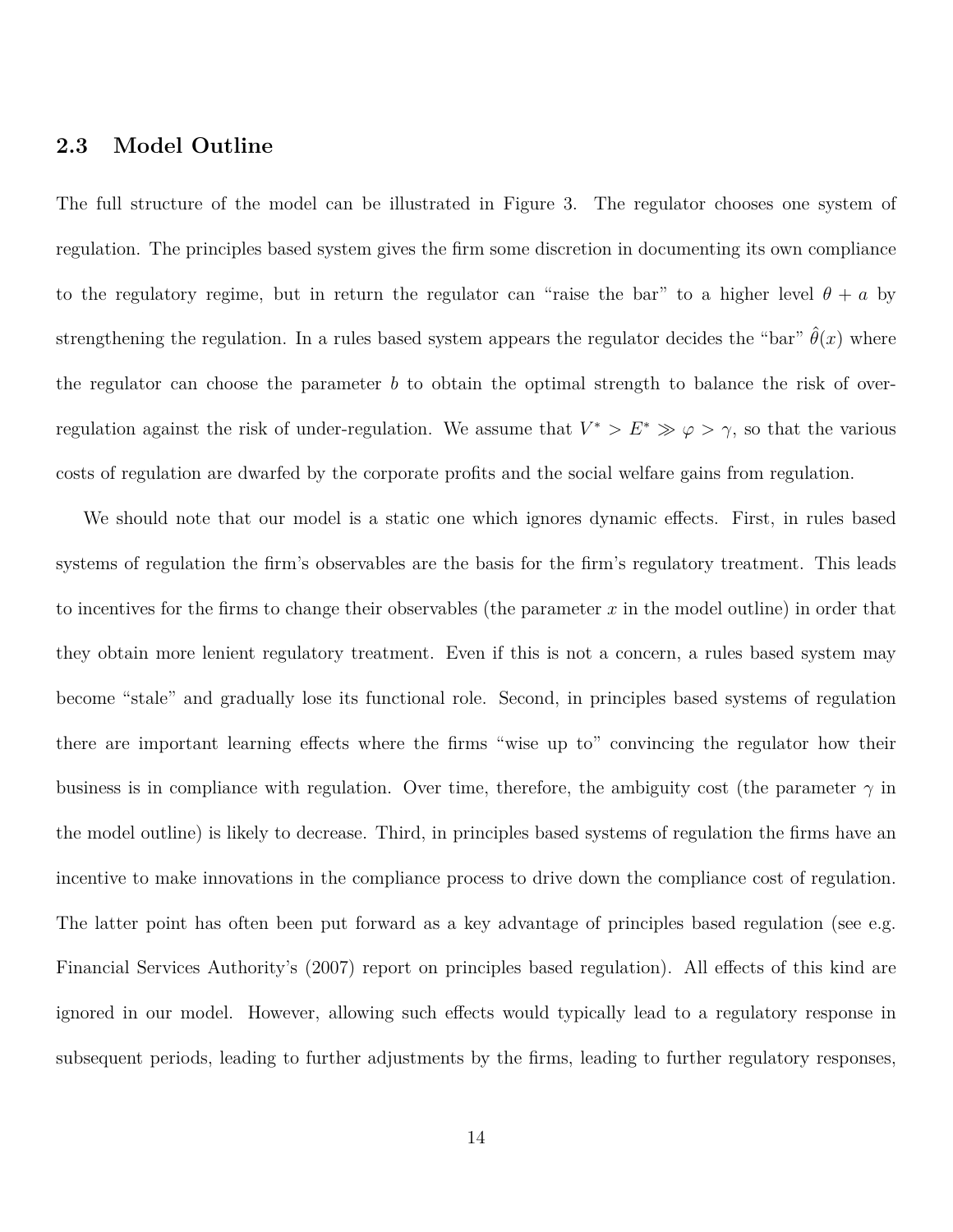### 2.3 Model Outline

The full structure of the model can be illustrated in Figure 3. The regulator chooses one system of regulation. The principles based system gives the firm some discretion in documenting its own compliance to the regulatory regime, but in return the regulator can "raise the bar" to a higher level $\theta + a$ by strengthening the regulation. In a rules based system appears the regulator decides the "bar" $\hat{\theta}(x)$ where the regulator can choose the parameter $b$ to obtain the optimal strength to balance the risk of over-regulation against the risk of under-regulation. We assume that $V^* > E^* \gg \varphi > \gamma$, so that the various costs of regulation are dwarfed by the corporate profits and the social welfare gains from regulation.

We should note that our model is a static one which ignores dynamic effects. First, in rules based systems of regulation the firm's observables are the basis for the firm's regulatory treatment. This leads to incentives for the firms to change their observables (the parameter $x$ in the model outline) in order that they obtain more lenient regulatory treatment. Even if this is not a concern, a rules based system may become "stale" and gradually lose its functional role. Second, in principles based systems of regulation there are important learning effects where the firms "wise up to" convincing the regulator how their business is in compliance with regulation. Over time, therefore, the ambiguity cost (the parameter $\gamma$ in the model outline) is likely to decrease. Third, in principles based systems of regulation the firms have an incentive to make innovations in the compliance process to drive down the compliance cost of regulation. The latter point has often been put forward as a key advantage of principles based regulation (see e.g. Financial Services Authority's (2007) report on principles based regulation). All effects of this kind are ignored in our model. However, allowing such effects would typically lead to a regulatory response in subsequent periods, leading to further adjustments by the firms, leading to further regulatory responses,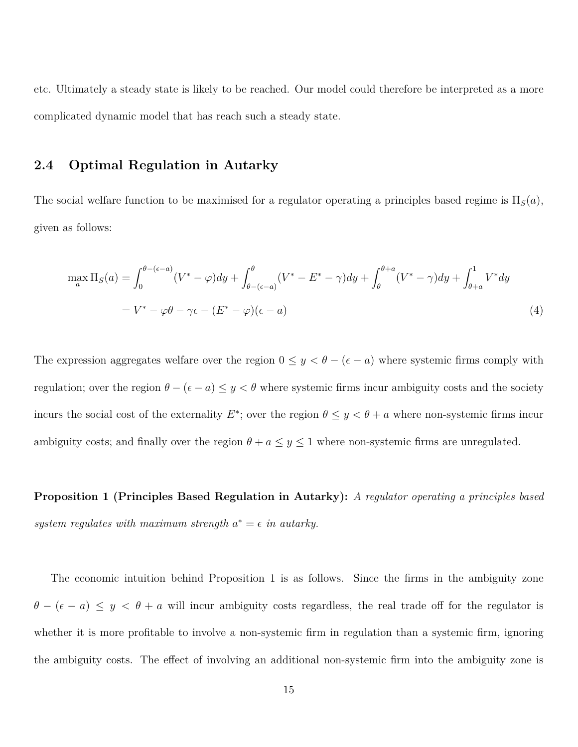etc. Ultimately a steady state is likely to be reached. Our model could therefore be interpreted as a more complicated dynamic model that has reach such a steady state.

## 2.4 Optimal Regulation in Autarky

The social welfare function to be maximised for a regulator operating a principles based regime is $\Pi_S(a)$, given as follows:

$$
\begin{aligned}
\max_a \Pi_S(a) &= \int_0^{\theta-(\epsilon-a)} (V^* - \varphi)dy + \int_{\theta-(\epsilon-a)}^{\theta} (V^* - E^* - \gamma)dy + \int_{\theta}^{\theta+a} (V^* - \gamma)dy + \int_{\theta+a}^{1} V^* dy \\
&= V^* - \varphi\theta - \gamma\epsilon - (E^* - \varphi)(\epsilon - a) \qquad (4)
\end{aligned}
$$

The expression aggregates welfare over the region $0 \leq y < \theta - (\epsilon - a)$ where systemic firms comply with regulation; over the region $\theta - (\epsilon - a) \leq y < \theta$ where systemic firms incur ambiguity costs and the society incurs the social cost of the externality $E^*$; over the region $\theta \leq y < \theta + a$ where non-systemic firms incur ambiguity costs; and finally over the region $\theta + a \leq y \leq 1$ where non-systemic firms are unregulated.

**Proposition 1 (Principles Based Regulation in Autarky):** *A regulator operating a principles based system regulates with maximum strength $a^* = \epsilon$ in autarky.*

The economic intuition behind Proposition 1 is as follows. Since the firms in the ambiguity zone $\theta - (\epsilon - a) \leq y < \theta + a$ will incur ambiguity costs regardless, the real trade off for the regulator is whether it is more profitable to involve a non-systemic firm in regulation than a systemic firm, ignoring the ambiguity costs. The effect of involving an additional non-systemic firm into the ambiguity zone is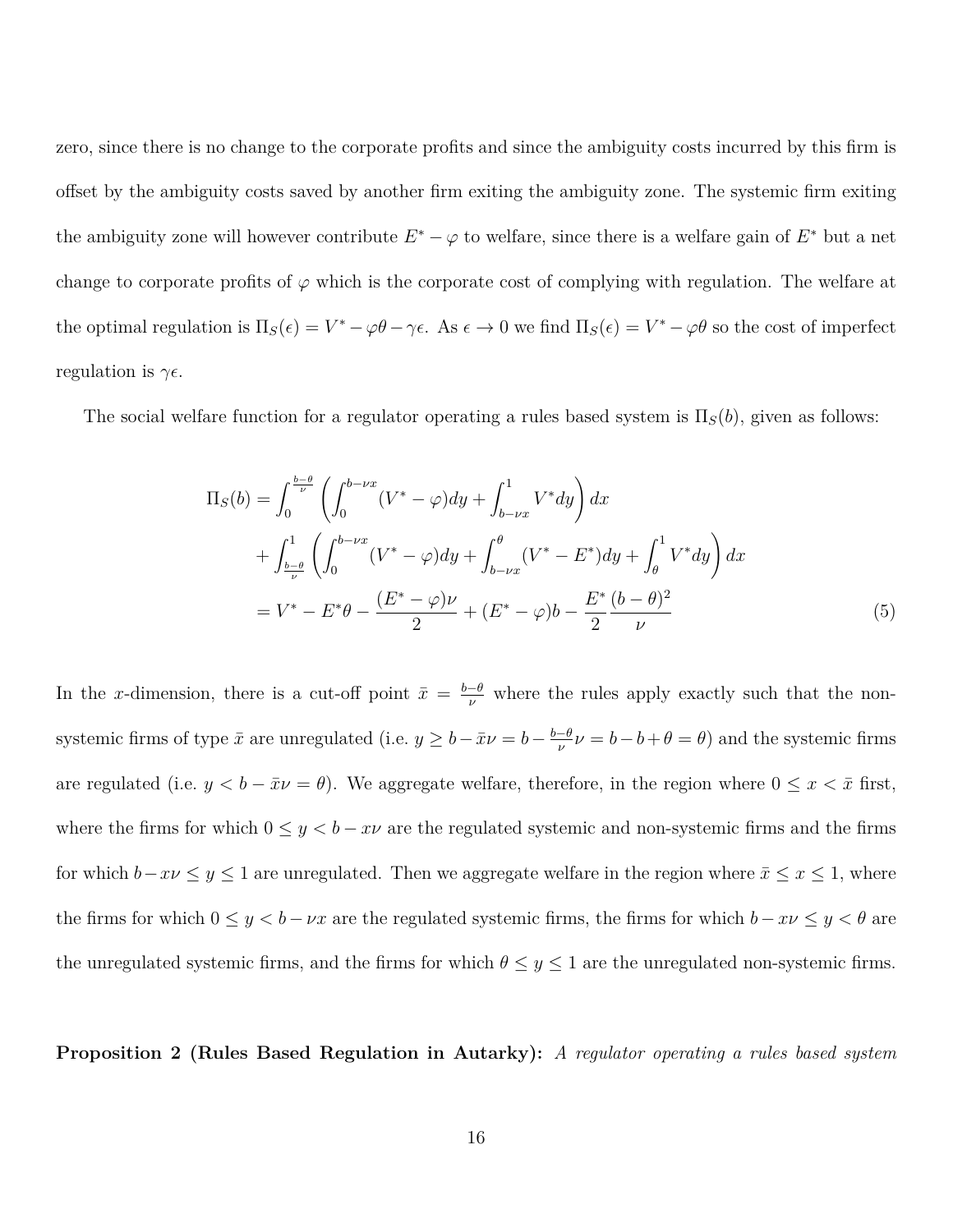zero, since there is no change to the corporate profits and since the ambiguity costs incurred by this firm is offset by the ambiguity costs saved by another firm exiting the ambiguity zone. The systemic firm exiting the ambiguity zone will however contribute $E^* - \varphi$ to welfare, since there is a welfare gain of $E^*$ but a net change to corporate profits of $\varphi$ which is the corporate cost of complying with regulation. The welfare at the optimal regulation is $\Pi_S(\epsilon) = V^* - \varphi\theta - \gamma\epsilon$. As $\epsilon \to 0$ we find $\Pi_S(\epsilon) = V^* - \varphi\theta$ so the cost of imperfect regulation is $\gamma\epsilon$.

The social welfare function for a regulator operating a rules based system is $\Pi_S(b)$, given as follows:

$$
\begin{aligned}
\Pi_S(b) &= \int_0^{\frac{b-\theta}{\nu}} \left( \int_0^{b-\nu x} (V^* - \varphi) dy + \int_{b-\nu x}^1 V^* dy \right) dx \\
&+ \int_{\frac{b-\theta}{\nu}}^1 \left( \int_0^{b-\nu x} (V^* - \varphi) dy + \int_{b-\nu x}^{\theta} (V^* - E^*) dy + \int_{\theta}^1 V^* dy \right) dx \\
&= V^* - E^*\theta - \frac{(E^* - \varphi)\nu}{2} + (E^* - \varphi)b - \frac{E^*}{2} \frac{(b-\theta)^2}{\nu} \qquad (5)
\end{aligned}
$$

In the $x$-dimension, there is a cut-off point $\bar{x} = \frac{b-\theta}{\nu}$ where the rules apply exactly such that the non-systemic firms of type $\bar{x}$ are unregulated (i.e. $y \geq b - \bar{x}\nu = b - \frac{b-\theta}{\nu}\nu = b - b + \theta = \theta$) and the systemic firms are regulated (i.e. $y < b - \bar{x}\nu = \theta$). We aggregate welfare, therefore, in the region where $0 \leq x < \bar{x}$ first, where the firms for which $0 \leq y < b - x\nu$ are the regulated systemic and non-systemic firms and the firms for which $b - x\nu \leq y \leq 1$ are unregulated. Then we aggregate welfare in the region where $\bar{x} \leq x \leq 1$, where the firms for which $0 \leq y < b - \nu x$ are the regulated systemic firms, the firms for which $b - x\nu \leq y < \theta$ are the unregulated systemic firms, and the firms for which $\theta \leq y \leq 1$ are the unregulated non-systemic firms.

**Proposition 2 (Rules Based Regulation in Autarky):** *A regulator operating a rules based system*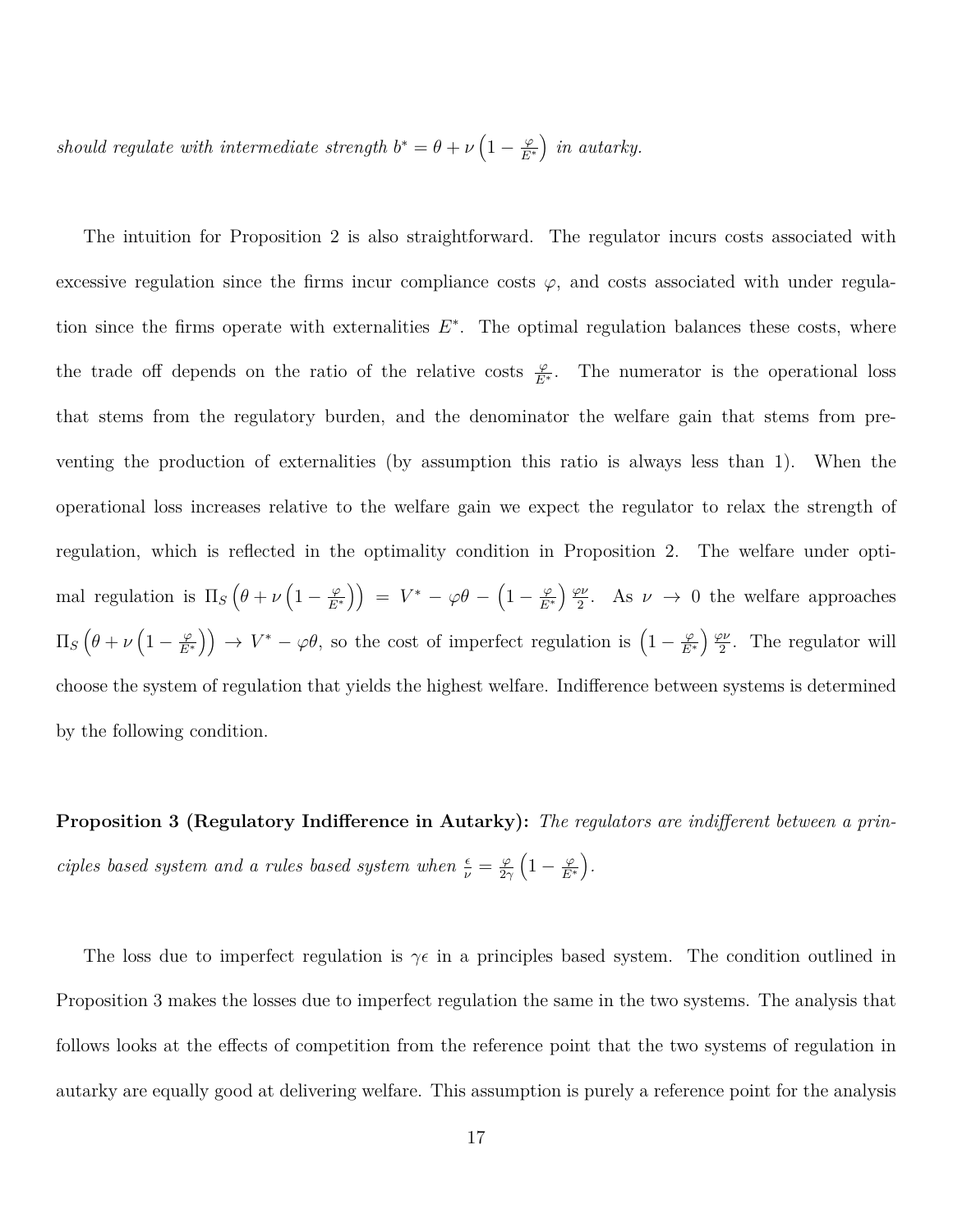*should regulate with intermediate strength $b^* = \theta + \nu\left(1 - \frac{\varphi}{E^*}\right)$ in autarky.*

The intuition for Proposition 2 is also straightforward. The regulator incurs costs associated with excessive regulation since the firms incur compliance costs $\varphi$, and costs associated with under regulation since the firms operate with externalities $E^*$. The optimal regulation balances these costs, where the trade off depends on the ratio of the relative costs $\frac{\varphi}{E^*}$. The numerator is the operational loss that stems from the regulatory burden, and the denominator the welfare gain that stems from preventing the production of externalities (by assumption this ratio is always less than 1). When the operational loss increases relative to the welfare gain we expect the regulator to relax the strength of regulation, which is reflected in the optimality condition in Proposition 2. The welfare under optimal regulation is $\Pi_S\left(\theta + \nu\left(1 - \frac{\varphi}{E^*}\right)\right) = V^* - \varphi\theta - \left(1 - \frac{\varphi}{E^*}\right)\frac{\varphi\nu}{2}$. As $\nu \to 0$ the welfare approaches $\Pi_S\left(\theta + \nu\left(1 - \frac{\varphi}{E^*}\right)\right) \to V^* - \varphi\theta$, so the cost of imperfect regulation is $\left(1 - \frac{\varphi}{E^*}\right)\frac{\varphi\nu}{2}$. The regulator will choose the system of regulation that yields the highest welfare. Indifference between systems is determined by the following condition.

**Proposition 3 (Regulatory Indifference in Autarky):** *The regulators are indifferent between a principles based system and a rules based system when $\frac{\epsilon}{\nu} = \frac{\varphi}{2\gamma}\left(1 - \frac{\varphi}{E^*}\right)$.*

The loss due to imperfect regulation is $\gamma\epsilon$ in a principles based system. The condition outlined in Proposition 3 makes the losses due to imperfect regulation the same in the two systems. The analysis that follows looks at the effects of competition from the reference point that the two systems of regulation in autarky are equally good at delivering welfare. This assumption is purely a reference point for the analysis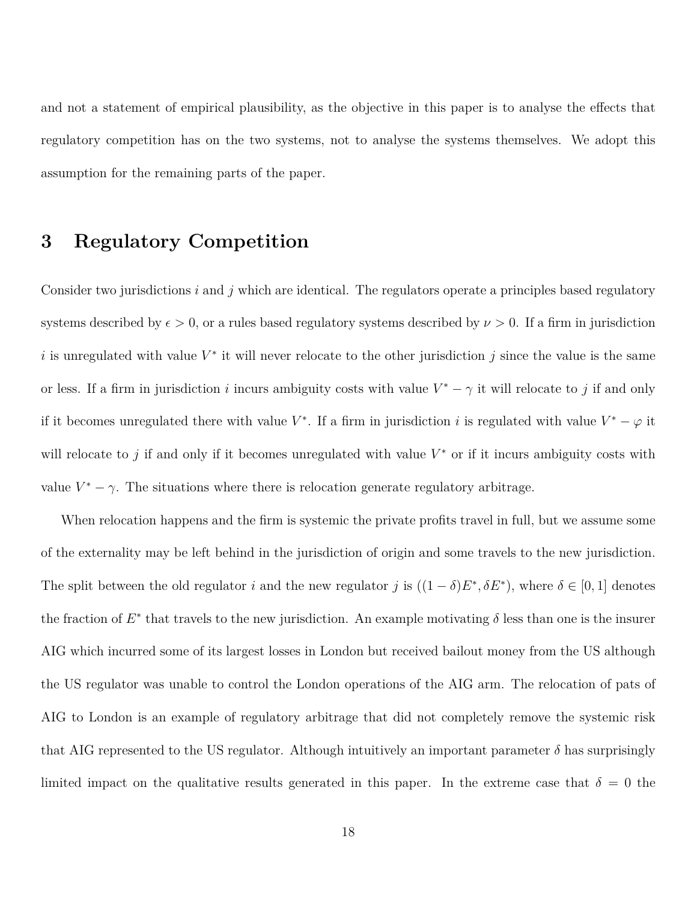and not a statement of empirical plausibility, as the objective in this paper is to analyse the effects that regulatory competition has on the two systems, not to analyse the systems themselves. We adopt this assumption for the remaining parts of the paper.

# 3 Regulatory Competition

Consider two jurisdictions $i$ and $j$ which are identical. The regulators operate a principles based regulatory systems described by $\epsilon > 0$, or a rules based regulatory systems described by $\nu > 0$. If a firm in jurisdiction $i$ is unregulated with value $V^*$ it will never relocate to the other jurisdiction $j$ since the value is the same or less. If a firm in jurisdiction $i$ incurs ambiguity costs with value $V^* - \gamma$ it will relocate to $j$ if and only if it becomes unregulated there with value $V^*$. If a firm in jurisdiction $i$ is regulated with value $V^* - \varphi$ it will relocate to $j$ if and only if it becomes unregulated with value $V^*$ or if it incurs ambiguity costs with value $V^* - \gamma$. The situations where there is relocation generate regulatory arbitrage.

When relocation happens and the firm is systemic the private profits travel in full, but we assume some of the externality may be left behind in the jurisdiction of origin and some travels to the new jurisdiction. The split between the old regulator $i$ and the new regulator $j$ is $((1-\delta)E^*, \delta E^*)$, where $\delta \in [0,1]$ denotes the fraction of $E^*$ that travels to the new jurisdiction. An example motivating $\delta$ less than one is the insurer AIG which incurred some of its largest losses in London but received bailout money from the US although the US regulator was unable to control the London operations of the AIG arm. The relocation of pats of AIG to London is an example of regulatory arbitrage that did not completely remove the systemic risk that AIG represented to the US regulator. Although intuitively an important parameter $\delta$ has surprisingly limited impact on the qualitative results generated in this paper. In the extreme case that $\delta = 0$ the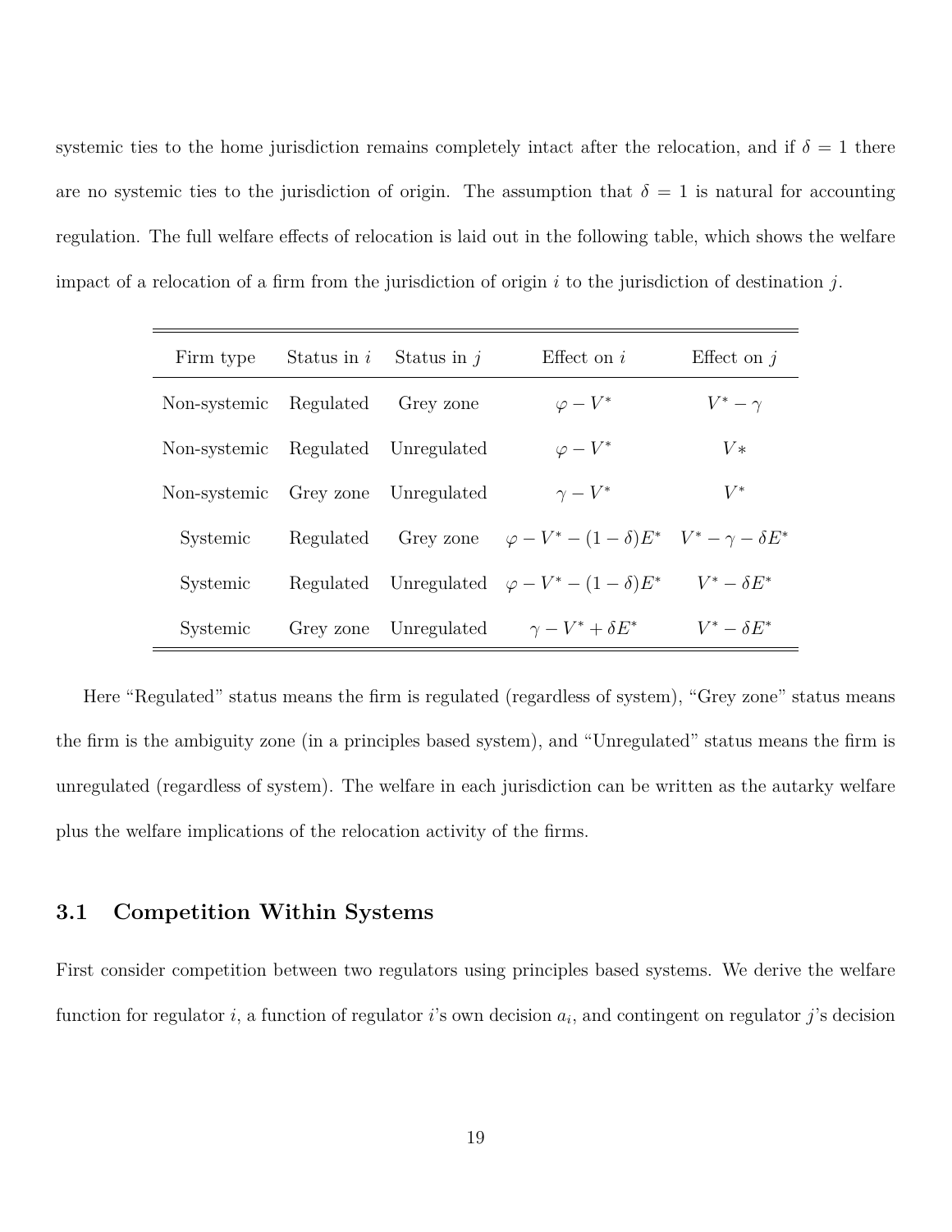systemic ties to the home jurisdiction remains completely intact after the relocation, and if $\delta = 1$ there are no systemic ties to the jurisdiction of origin. The assumption that $\delta = 1$ is natural for accounting regulation. The full welfare effects of relocation is laid out in the following table, which shows the welfare impact of a relocation of a firm from the jurisdiction of origin $i$ to the jurisdiction of destination $j$.

| Firm type | Status in $i$ | Status in $j$ | Effect on $i$ | Effect on $j$ |
|---|---|---|---|---|
| Non-systemic | Regulated | Grey zone | $\varphi - V^*$ | $V^* - \gamma$ |
| Non-systemic | Regulated | Unregulated | $\varphi - V^*$ | $V*$ |
| Non-systemic | Grey zone | Unregulated | $\gamma - V^*$ | $V^*$ |
| Systemic | Regulated | Grey zone | $\varphi - V^* - (1-\delta)E^*$ | $V^* - \gamma - \delta E^*$ |
| Systemic | Regulated | Unregulated | $\varphi - V^* - (1-\delta)E^*$ | $V^* - \delta E^*$ |
| Systemic | Grey zone | Unregulated | $\gamma - V^* + \delta E^*$ | $V^* - \delta E^*$ |

Here "Regulated" status means the firm is regulated (regardless of system), "Grey zone" status means the firm is the ambiguity zone (in a principles based system), and "Unregulated" status means the firm is unregulated (regardless of system). The welfare in each jurisdiction can be written as the autarky welfare plus the welfare implications of the relocation activity of the firms.

## 3.1 Competition Within Systems

First consider competition between two regulators using principles based systems. We derive the welfare function for regulator $i$, a function of regulator $i$'s own decision $a_i$, and contingent on regulator $j$'s decision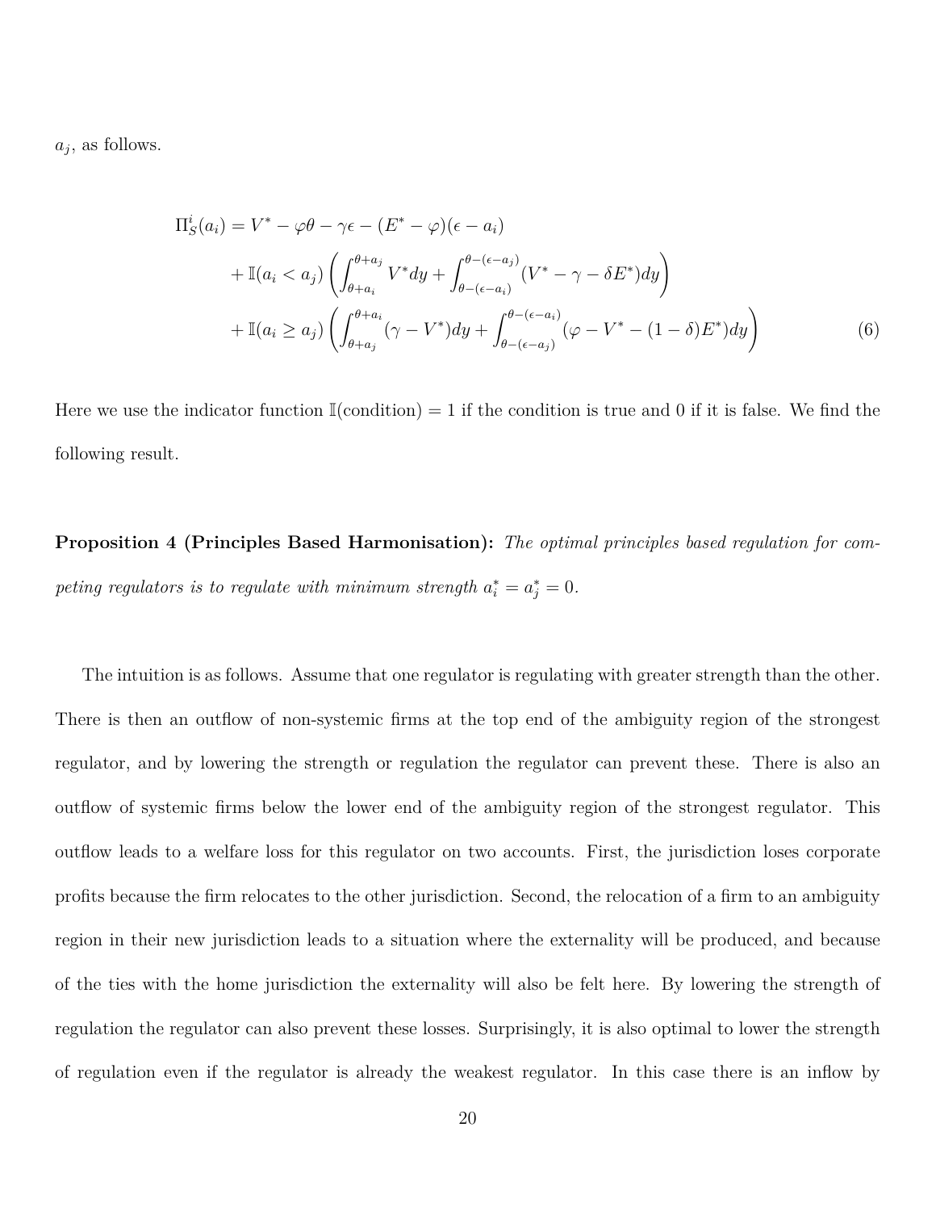$a_j$, as follows.

$$
\begin{aligned}
\Pi_S^i(a_i) &= V^* - \varphi\theta - \gamma\epsilon - (E^* - \varphi)(\epsilon - a_i) \\
&+ \mathbb{I}(a_i < a_j)\left(\int_{\theta+a_i}^{\theta+a_j} V^* dy + \int_{\theta-(\epsilon-a_i)}^{\theta-(\epsilon-a_j)} (V^* - \gamma - \delta E^*) dy\right) \\
&+ \mathbb{I}(a_i \geq a_j)\left(\int_{\theta+a_j}^{\theta+a_i} (\gamma - V^*) dy + \int_{\theta-(\epsilon-a_j)}^{\theta-(\epsilon-a_i)} (\varphi - V^* - (1-\delta)E^*) dy\right)
\end{aligned} \tag{6}
$$

Here we use the indicator function $\mathbb{I}(\text{condition}) = 1$ if the condition is true and 0 if it is false. We find the following result.

**Proposition 4 (Principles Based Harmonisation):** *The optimal principles based regulation for competing regulators is to regulate with minimum strength $a_i^* = a_j^* = 0$.*

The intuition is as follows. Assume that one regulator is regulating with greater strength than the other. There is then an outflow of non-systemic firms at the top end of the ambiguity region of the strongest regulator, and by lowering the strength or regulation the regulator can prevent these. There is also an outflow of systemic firms below the lower end of the ambiguity region of the strongest regulator. This outflow leads to a welfare loss for this regulator on two accounts. First, the jurisdiction loses corporate profits because the firm relocates to the other jurisdiction. Second, the relocation of a firm to an ambiguity region in their new jurisdiction leads to a situation where the externality will be produced, and because of the ties with the home jurisdiction the externality will also be felt here. By lowering the strength of regulation the regulator can also prevent these losses. Surprisingly, it is also optimal to lower the strength of regulation even if the regulator is already the weakest regulator. In this case there is an inflow by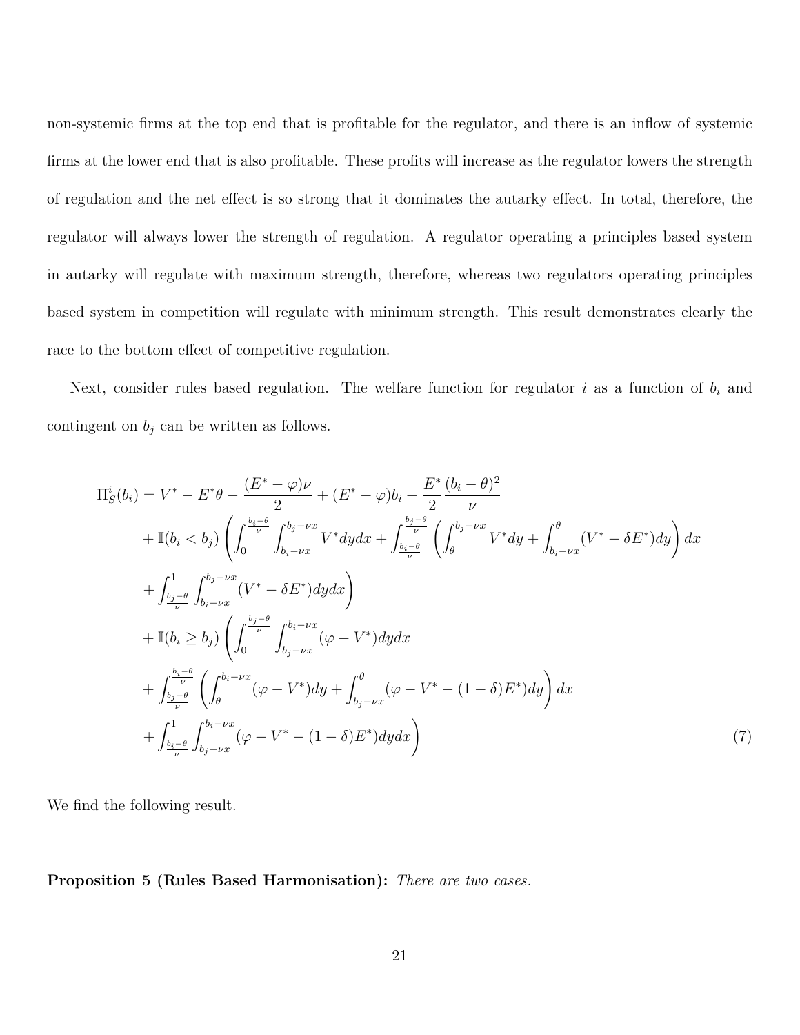non-systemic firms at the top end that is profitable for the regulator, and there is an inflow of systemic firms at the lower end that is also profitable. These profits will increase as the regulator lowers the strength of regulation and the net effect is so strong that it dominates the autarky effect. In total, therefore, the regulator will always lower the strength of regulation. A regulator operating a principles based system in autarky will regulate with maximum strength, therefore, whereas two regulators operating principles based system in competition will regulate with minimum strength. This result demonstrates clearly the race to the bottom effect of competitive regulation.

Next, consider rules based regulation. The welfare function for regulator $i$ as a function of $b_i$ and contingent on $b_j$ can be written as follows.

$$
\begin{aligned}
\Pi_S^i(b_i) &= V^* - E^*\theta - \frac{(E^* - \varphi)\nu}{2} + (E^* - \varphi)b_i - \frac{E^*}{2}\frac{(b_i - \theta)^2}{\nu} \\
&+ \mathbb{I}(b_i < b_j)\left(\int_0^{\frac{b_i-\theta}{\nu}}\int_{b_i-\nu x}^{b_j-\nu x} V^* dy dx + \int_{\frac{b_i-\theta}{\nu}}^{\frac{b_j-\theta}{\nu}}\left(\int_{\theta}^{b_j-\nu x} V^* dy + \int_{b_i-\nu x}^{\theta}(V^* - \delta E^*)dy\right)dx\right. \\
&\left.+ \int_{\frac{b_j-\theta}{\nu}}^{1}\int_{b_i-\nu x}^{b_j-\nu x}(V^* - \delta E^*)dy dx\right) \\
&+ \mathbb{I}(b_i \geq b_j)\left(\int_0^{\frac{b_j-\theta}{\nu}}\int_{b_j-\nu x}^{b_i-\nu x}(\varphi - V^*)dy dx\right. \\
&+ \int_{\frac{b_j-\theta}{\nu}}^{\frac{b_i-\theta}{\nu}}\left(\int_{\theta}^{b_i-\nu x}(\varphi - V^*)dy + \int_{b_j-\nu x}^{\theta}(\varphi - V^* - (1-\delta)E^*)dy\right)dx \\
&\left.+ \int_{\frac{b_i-\theta}{\nu}}^{1}\int_{b_j-\nu x}^{b_i-\nu x}(\varphi - V^* - (1-\delta)E^*)dy dx\right) \qquad (7)
\end{aligned}
$$

We find the following result.

**Proposition 5 (Rules Based Harmonisation):** *There are two cases.*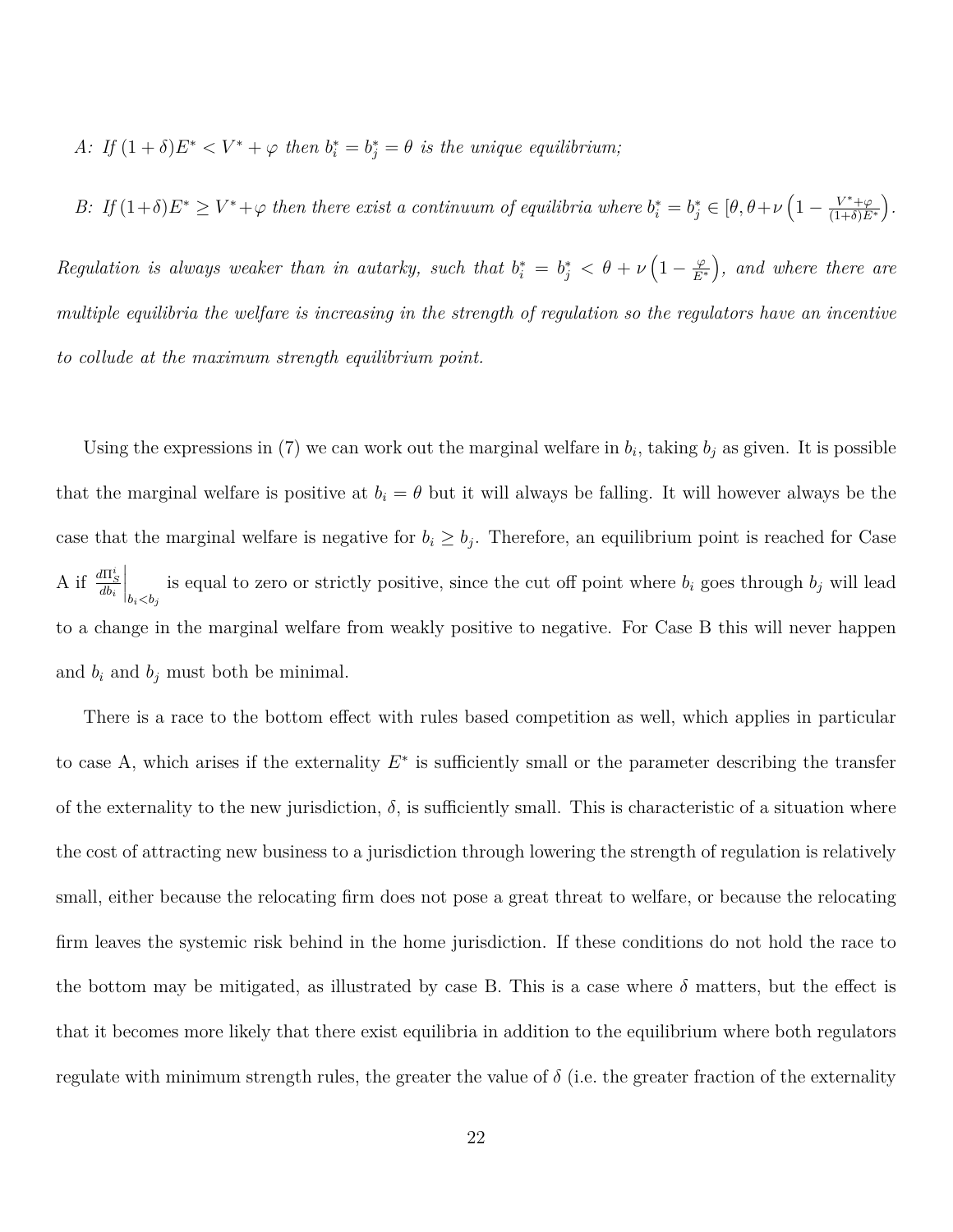*A: If $(1+\delta)E^* < V^* + \varphi$ then $b_i^* = b_j^* = \theta$ is the unique equilibrium;*

*B: If $(1+\delta)E^* \geq V^* + \varphi$ then there exist a continuum of equilibria where $b_i^* = b_j^* \in [\theta, \theta + \nu\left(1 - \frac{V^*+\varphi}{(1+\delta)E^*}\right)$.*

*Regulation is always weaker than in autarky, such that $b_i^* = b_j^* < \theta + \nu\left(1 - \frac{\varphi}{E^*}\right)$, and where there are multiple equilibria the welfare is increasing in the strength of regulation so the regulators have an incentive to collude at the maximum strength equilibrium point.*

Using the expressions in (7) we can work out the marginal welfare in $b_i$, taking $b_j$ as given. It is possible that the marginal welfare is positive at $b_i = \theta$ but it will always be falling. It will however always be the case that the marginal welfare is negative for $b_i \geq b_j$. Therefore, an equilibrium point is reached for Case A if $\left.\frac{d\Pi_S^i}{db_i}\right|_{b_i<b_j}$ is equal to zero or strictly positive, since the cut off point where $b_i$ goes through $b_j$ will lead to a change in the marginal welfare from weakly positive to negative. For Case B this will never happen and $b_i$ and $b_j$ must both be minimal.

There is a race to the bottom effect with rules based competition as well, which applies in particular to case A, which arises if the externality $E^*$ is sufficiently small or the parameter describing the transfer of the externality to the new jurisdiction, $\delta$, is sufficiently small. This is characteristic of a situation where the cost of attracting new business to a jurisdiction through lowering the strength of regulation is relatively small, either because the relocating firm does not pose a great threat to welfare, or because the relocating firm leaves the systemic risk behind in the home jurisdiction. If these conditions do not hold the race to the bottom may be mitigated, as illustrated by case B. This is a case where $\delta$ matters, but the effect is that it becomes more likely that there exist equilibria in addition to the equilibrium where both regulators regulate with minimum strength rules, the greater the value of $\delta$ (i.e. the greater fraction of the externality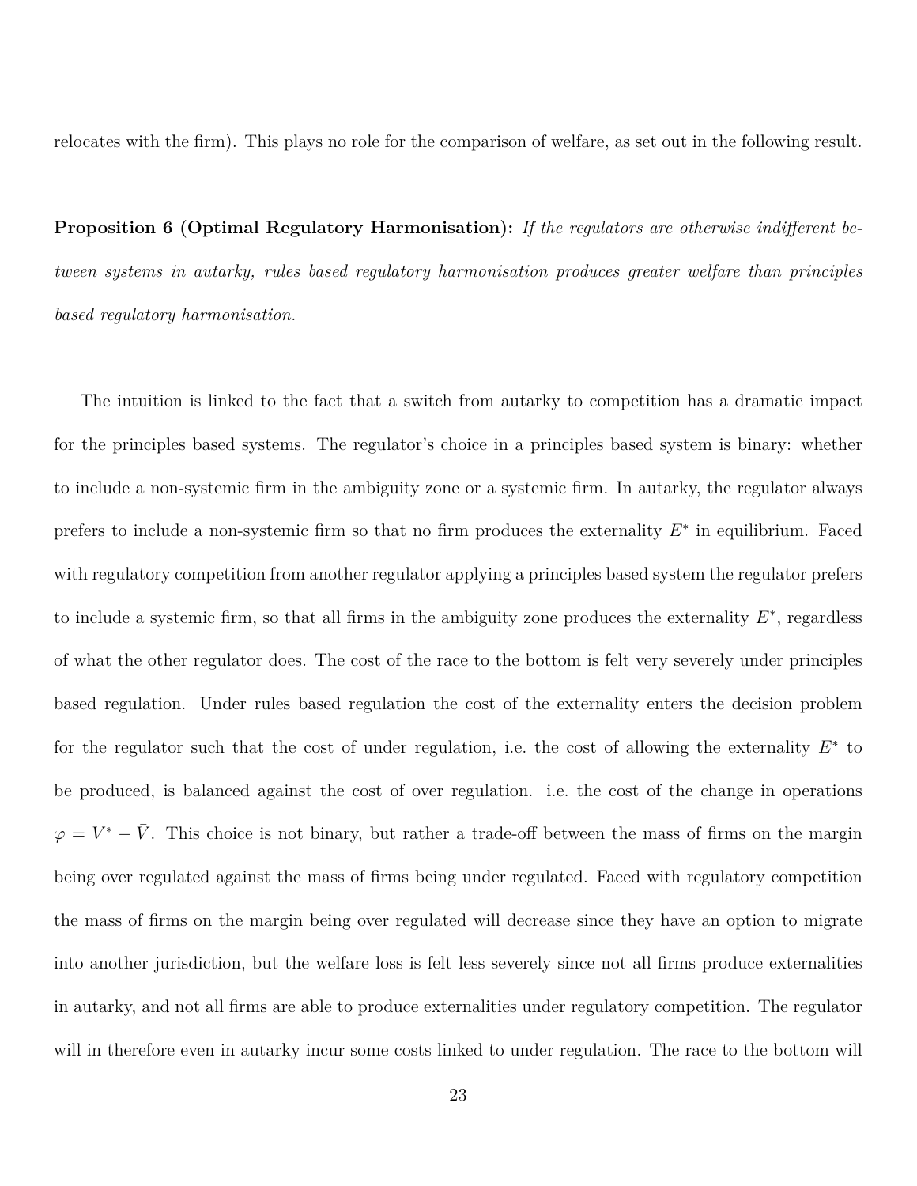relocates with the firm). This plays no role for the comparison of welfare, as set out in the following result.

**Proposition 6 (Optimal Regulatory Harmonisation):** *If the regulators are otherwise indifferent between systems in autarky, rules based regulatory harmonisation produces greater welfare than principles based regulatory harmonisation.*

The intuition is linked to the fact that a switch from autarky to competition has a dramatic impact for the principles based systems. The regulator's choice in a principles based system is binary: whether to include a non-systemic firm in the ambiguity zone or a systemic firm. In autarky, the regulator always prefers to include a non-systemic firm so that no firm produces the externality $E^*$ in equilibrium. Faced with regulatory competition from another regulator applying a principles based system the regulator prefers to include a systemic firm, so that all firms in the ambiguity zone produces the externality $E^*$, regardless of what the other regulator does. The cost of the race to the bottom is felt very severely under principles based regulation. Under rules based regulation the cost of the externality enters the decision problem for the regulator such that the cost of under regulation, i.e. the cost of allowing the externality $E^*$ to be produced, is balanced against the cost of over regulation. i.e. the cost of the change in operations $\varphi = V^* - \bar{V}$. This choice is not binary, but rather a trade-off between the mass of firms on the margin being over regulated against the mass of firms being under regulated. Faced with regulatory competition the mass of firms on the margin being over regulated will decrease since they have an option to migrate into another jurisdiction, but the welfare loss is felt less severely since not all firms produce externalities in autarky, and not all firms are able to produce externalities under regulatory competition. The regulator will in therefore even in autarky incur some costs linked to under regulation. The race to the bottom will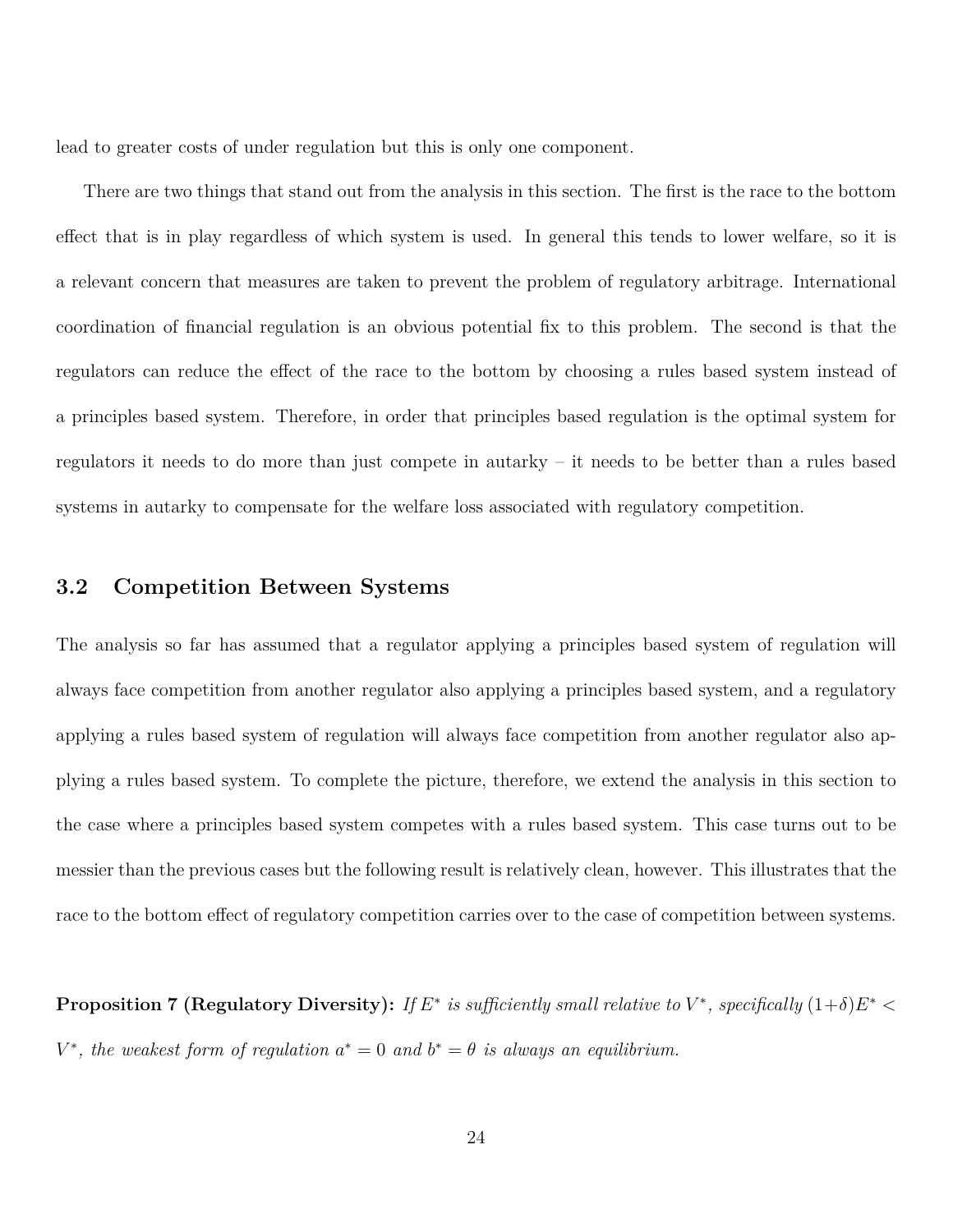lead to greater costs of under regulation but this is only one component.

There are two things that stand out from the analysis in this section. The first is the race to the bottom effect that is in play regardless of which system is used. In general this tends to lower welfare, so it is a relevant concern that measures are taken to prevent the problem of regulatory arbitrage. International coordination of financial regulation is an obvious potential fix to this problem. The second is that the regulators can reduce the effect of the race to the bottom by choosing a rules based system instead of a principles based system. Therefore, in order that principles based regulation is the optimal system for regulators it needs to do more than just compete in autarky – it needs to be better than a rules based systems in autarky to compensate for the welfare loss associated with regulatory competition.

## 3.2 Competition Between Systems

The analysis so far has assumed that a regulator applying a principles based system of regulation will always face competition from another regulator also applying a principles based system, and a regulatory applying a rules based system of regulation will always face competition from another regulator also applying a rules based system. To complete the picture, therefore, we extend the analysis in this section to the case where a principles based system competes with a rules based system. This case turns out to be messier than the previous cases but the following result is relatively clean, however. This illustrates that the race to the bottom effect of regulatory competition carries over to the case of competition between systems.

**Proposition 7 (Regulatory Diversity):** *If $E^*$ is sufficiently small relative to $V^*$, specifically $(1+\delta)E^* < V^*$, the weakest form of regulation $a^* = 0$ and $b^* = \theta$ is always an equilibrium.*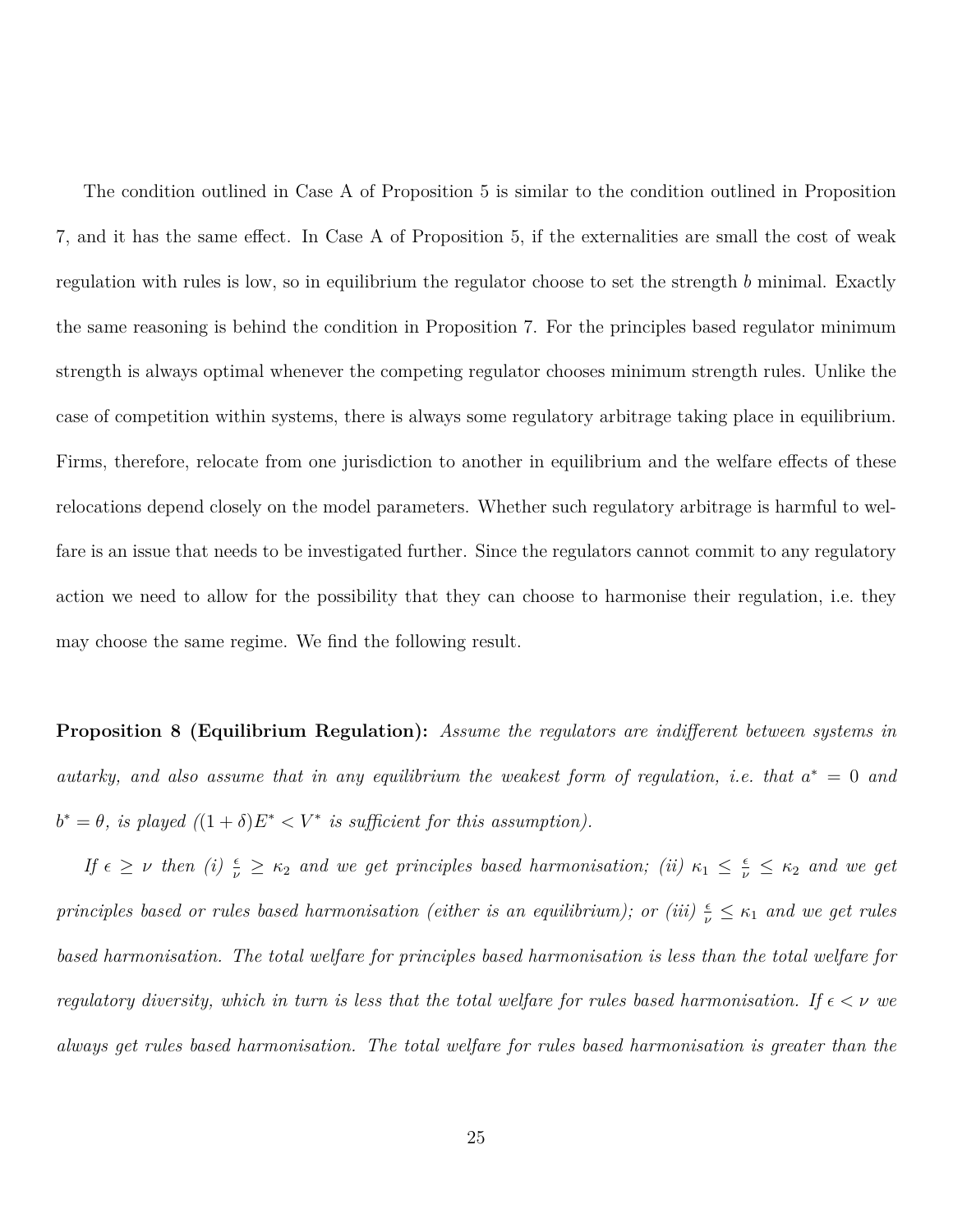The condition outlined in Case A of Proposition 5 is similar to the condition outlined in Proposition 7, and it has the same effect. In Case A of Proposition 5, if the externalities are small the cost of weak regulation with rules is low, so in equilibrium the regulator choose to set the strength $b$ minimal. Exactly the same reasoning is behind the condition in Proposition 7. For the principles based regulator minimum strength is always optimal whenever the competing regulator chooses minimum strength rules. Unlike the case of competition within systems, there is always some regulatory arbitrage taking place in equilibrium. Firms, therefore, relocate from one jurisdiction to another in equilibrium and the welfare effects of these relocations depend closely on the model parameters. Whether such regulatory arbitrage is harmful to welfare is an issue that needs to be investigated further. Since the regulators cannot commit to any regulatory action we need to allow for the possibility that they can choose to harmonise their regulation, i.e. they may choose the same regime. We find the following result.

**Proposition 8 (Equilibrium Regulation):** *Assume the regulators are indifferent between systems in autarky, and also assume that in any equilibrium the weakest form of regulation, i.e. that $a^* = 0$ and $b^* = \theta$, is played ($(1+\delta)E^* < V^*$ is sufficient for this assumption).*

*If $\epsilon \geq \nu$ then (i) $\frac{\epsilon}{\nu} \geq \kappa_2$ and we get principles based harmonisation; (ii) $\kappa_1 \leq \frac{\epsilon}{\nu} \leq \kappa_2$ and we get principles based or rules based harmonisation (either is an equilibrium); or (iii) $\frac{\epsilon}{\nu} \leq \kappa_1$ and we get rules based harmonisation. The total welfare for principles based harmonisation is less than the total welfare for regulatory diversity, which in turn is less that the total welfare for rules based harmonisation. If $\epsilon < \nu$ we always get rules based harmonisation. The total welfare for rules based harmonisation is greater than the*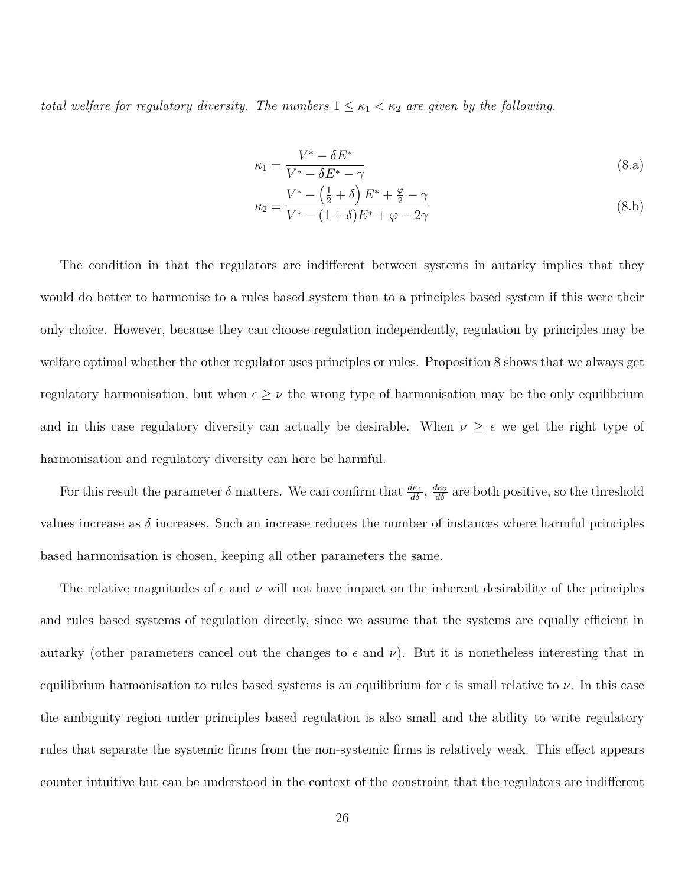*total welfare for regulatory diversity. The numbers $1 \leq \kappa_1 < \kappa_2$ are given by the following.*

$$\kappa_1 = \frac{V^* - \delta E^*}{V^* - \delta E^* - \gamma} \tag{8.a}$$

$$\kappa_2 = \frac{V^* - \left(\frac{1}{2} + \delta\right) E^* + \frac{\varphi}{2} - \gamma}{V^* - (1+\delta)E^* + \varphi - 2\gamma} \tag{8.b}$$

The condition in that the regulators are indifferent between systems in autarky implies that they would do better to harmonise to a rules based system than to a principles based system if this were their only choice. However, because they can choose regulation independently, regulation by principles may be welfare optimal whether the other regulator uses principles or rules. Proposition 8 shows that we always get regulatory harmonisation, but when $\epsilon \geq \nu$ the wrong type of harmonisation may be the only equilibrium and in this case regulatory diversity can actually be desirable. When $\nu \geq \epsilon$ we get the right type of harmonisation and regulatory diversity can here be harmful.

For this result the parameter $\delta$ matters. We can confirm that $\frac{d\kappa_1}{d\delta}$, $\frac{d\kappa_2}{d\delta}$ are both positive, so the threshold values increase as $\delta$ increases. Such an increase reduces the number of instances where harmful principles based harmonisation is chosen, keeping all other parameters the same.

The relative magnitudes of $\epsilon$ and $\nu$ will not have impact on the inherent desirability of the principles and rules based systems of regulation directly, since we assume that the systems are equally efficient in autarky (other parameters cancel out the changes to $\epsilon$ and $\nu$). But it is nonetheless interesting that in equilibrium harmonisation to rules based systems is an equilibrium for $\epsilon$ is small relative to $\nu$. In this case the ambiguity region under principles based regulation is also small and the ability to write regulatory rules that separate the systemic firms from the non-systemic firms is relatively weak. This effect appears counter intuitive but can be understood in the context of the constraint that the regulators are indifferent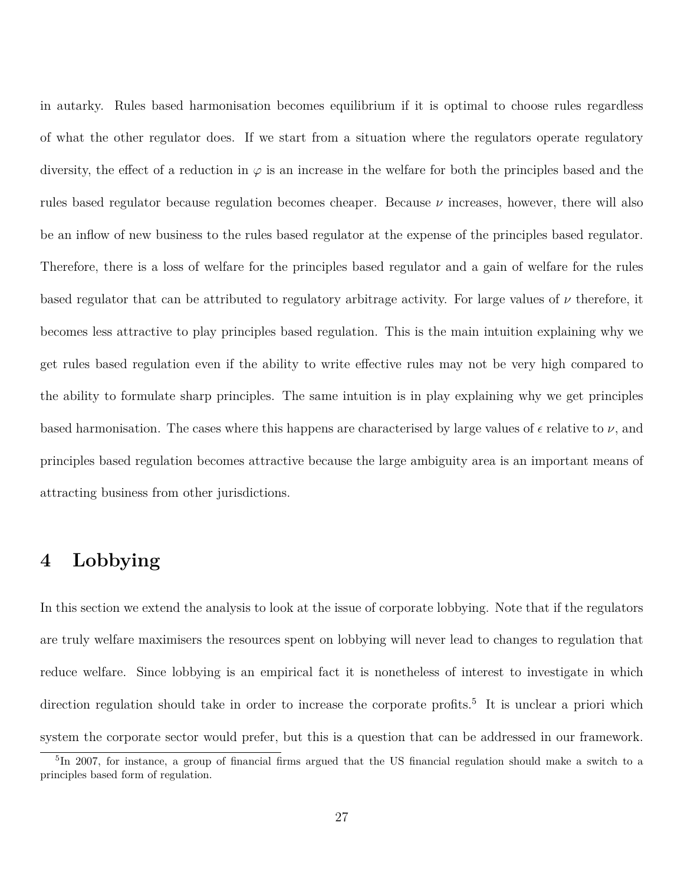in autarky. Rules based harmonisation becomes equilibrium if it is optimal to choose rules regardless of what the other regulator does. If we start from a situation where the regulators operate regulatory diversity, the effect of a reduction in $\varphi$ is an increase in the welfare for both the principles based and the rules based regulator because regulation becomes cheaper. Because $\nu$ increases, however, there will also be an inflow of new business to the rules based regulator at the expense of the principles based regulator. Therefore, there is a loss of welfare for the principles based regulator and a gain of welfare for the rules based regulator that can be attributed to regulatory arbitrage activity. For large values of $\nu$ therefore, it becomes less attractive to play principles based regulation. This is the main intuition explaining why we get rules based regulation even if the ability to write effective rules may not be very high compared to the ability to formulate sharp principles. The same intuition is in play explaining why we get principles based harmonisation. The cases where this happens are characterised by large values of $\epsilon$ relative to $\nu$, and principles based regulation becomes attractive because the large ambiguity area is an important means of attracting business from other jurisdictions.

# 4 Lobbying

In this section we extend the analysis to look at the issue of corporate lobbying. Note that if the regulators are truly welfare maximisers the resources spent on lobbying will never lead to changes to regulation that reduce welfare. Since lobbying is an empirical fact it is nonetheless of interest to investigate in which direction regulation should take in order to increase the corporate profits.[5] It is unclear a priori which system the corporate sector would prefer, but this is a question that can be addressed in our framework.

[5] In 2007, for instance, a group of financial firms argued that the US financial regulation should make a switch to a principles based form of regulation.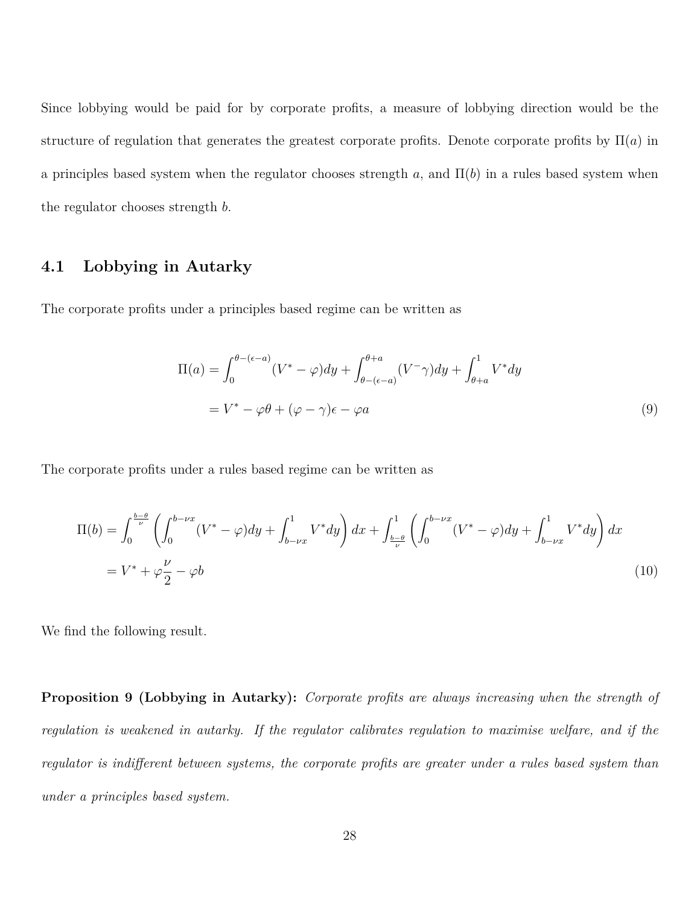Since lobbying would be paid for by corporate profits, a measure of lobbying direction would be the structure of regulation that generates the greatest corporate profits. Denote corporate profits by $\Pi(a)$ in a principles based system when the regulator chooses strength $a$, and $\Pi(b)$ in a rules based system when the regulator chooses strength $b$.

## 4.1 Lobbying in Autarky

The corporate profits under a principles based regime can be written as

$$
\begin{aligned}
\Pi(a) &= \int_0^{\theta-(\epsilon-a)} (V^* - \varphi)dy + \int_{\theta-(\epsilon-a)}^{\theta+a} (V^- \gamma)dy + \int_{\theta+a}^{1} V^* dy \\
&= V^* - \varphi\theta + (\varphi - \gamma)\epsilon - \varphi a
\end{aligned}
\tag{9}
$$

The corporate profits under a rules based regime can be written as

$$
\begin{aligned}
\Pi(b) &= \int_0^{\frac{b-\theta}{\nu}} \left( \int_0^{b-\nu x} (V^* - \varphi)dy + \int_{b-\nu x}^{1} V^* dy \right) dx + \int_{\frac{b-\theta}{\nu}}^{1} \left( \int_0^{b-\nu x} (V^* - \varphi)dy + \int_{b-\nu x}^{1} V^* dy \right) dx \\
&= V^* + \varphi\frac{\nu}{2} - \varphi b
\end{aligned}
\tag{10}
$$

We find the following result.

**Proposition 9 (Lobbying in Autarky):** *Corporate profits are always increasing when the strength of regulation is weakened in autarky. If the regulator calibrates regulation to maximise welfare, and if the regulator is indifferent between systems, the corporate profits are greater under a rules based system than under a principles based system.*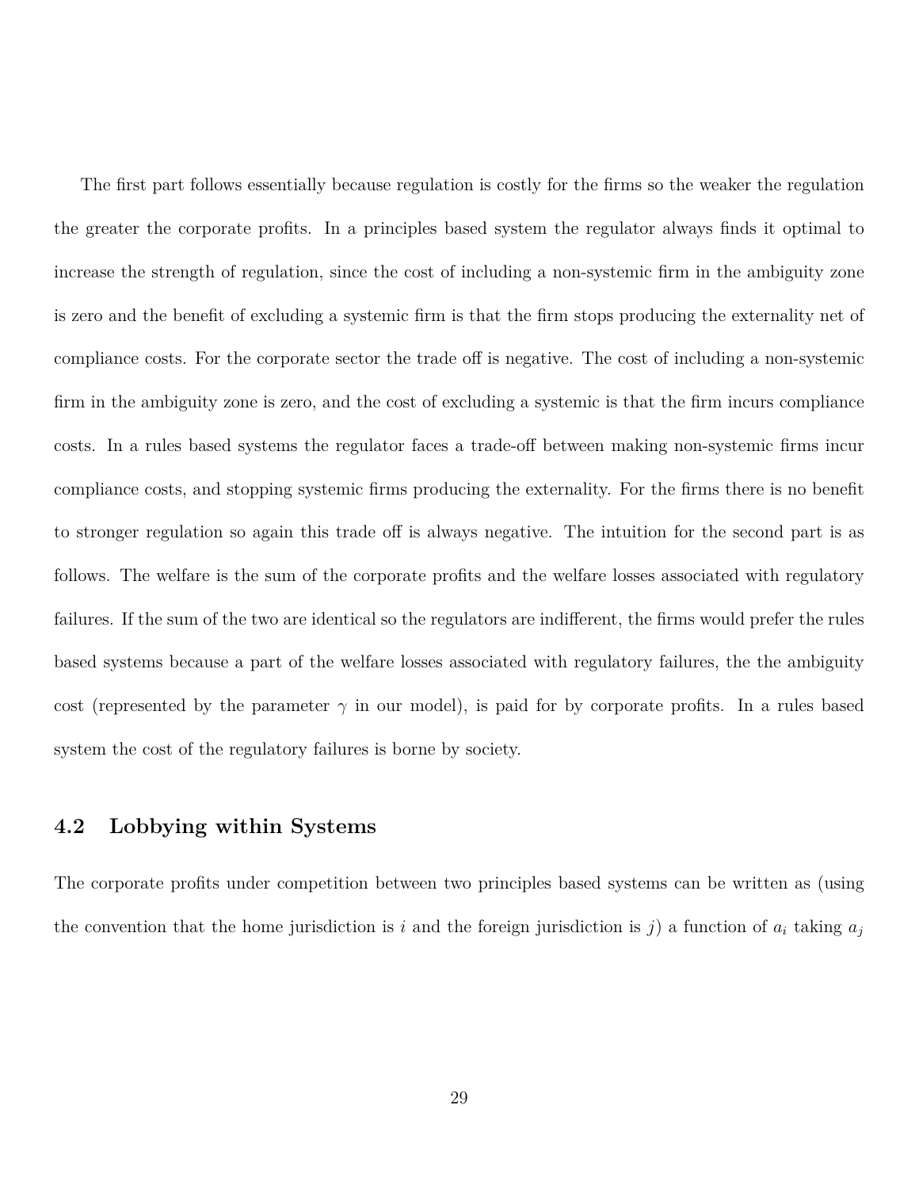The first part follows essentially because regulation is costly for the firms so the weaker the regulation the greater the corporate profits. In a principles based system the regulator always finds it optimal to increase the strength of regulation, since the cost of including a non-systemic firm in the ambiguity zone is zero and the benefit of excluding a systemic firm is that the firm stops producing the externality net of compliance costs. For the corporate sector the trade off is negative. The cost of including a non-systemic firm in the ambiguity zone is zero, and the cost of excluding a systemic is that the firm incurs compliance costs. In a rules based systems the regulator faces a trade-off between making non-systemic firms incur compliance costs, and stopping systemic firms producing the externality. For the firms there is no benefit to stronger regulation so again this trade off is always negative. The intuition for the second part is as follows. The welfare is the sum of the corporate profits and the welfare losses associated with regulatory failures. If the sum of the two are identical so the regulators are indifferent, the firms would prefer the rules based systems because a part of the welfare losses associated with regulatory failures, the the ambiguity cost (represented by the parameter $\gamma$ in our model), is paid for by corporate profits. In a rules based system the cost of the regulatory failures is borne by society.

## 4.2 Lobbying within Systems

The corporate profits under competition between two principles based systems can be written as (using the convention that the home jurisdiction is $i$ and the foreign jurisdiction is $j$) a function of $a_i$ taking $a_j$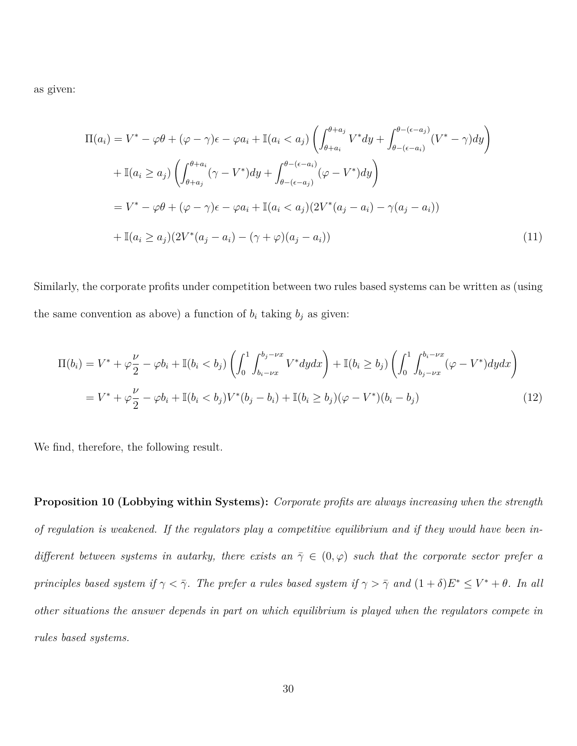as given:

$$
\begin{aligned}
\Pi(a_i) &= V^* - \varphi\theta + (\varphi - \gamma)\epsilon - \varphi a_i + \mathbb{I}(a_i < a_j)\left(\int_{\theta+a_i}^{\theta+a_j} V^* dy + \int_{\theta-(\epsilon-a_i)}^{\theta-(\epsilon-a_j)} (V^* - \gamma) dy\right) \\
&+ \mathbb{I}(a_i \geq a_j)\left(\int_{\theta+a_j}^{\theta+a_i} (\gamma - V^*) dy + \int_{\theta-(\epsilon-a_j)}^{\theta-(\epsilon-a_i)} (\varphi - V^*) dy\right) \\
&= V^* - \varphi\theta + (\varphi - \gamma)\epsilon - \varphi a_i + \mathbb{I}(a_i < a_j)(2V^*(a_j - a_i) - \gamma(a_j - a_i)) \\
&+ \mathbb{I}(a_i \geq a_j)(2V^*(a_j - a_i) - (\gamma + \varphi)(a_j - a_i))
\end{aligned} \tag{11}
$$

Similarly, the corporate profits under competition between two rules based systems can be written as (using the same convention as above) a function of $b_i$ taking $b_j$ as given:

$$
\begin{aligned}
\Pi(b_i) &= V^* + \varphi\frac{\nu}{2} - \varphi b_i + \mathbb{I}(b_i < b_j)\left(\int_0^1 \int_{b_i - \nu x}^{b_j - \nu x} V^* dy dx\right) + \mathbb{I}(b_i \geq b_j)\left(\int_0^1 \int_{b_j - \nu x}^{b_i - \nu x} (\varphi - V^*) dy dx\right) \\
&= V^* + \varphi\frac{\nu}{2} - \varphi b_i + \mathbb{I}(b_i < b_j) V^*(b_j - b_i) + \mathbb{I}(b_i \geq b_j)(\varphi - V^*)(b_i - b_j)
\end{aligned} \tag{12}
$$

We find, therefore, the following result.

**Proposition 10 (Lobbying within Systems):** *Corporate profits are always increasing when the strength of regulation is weakened. If the regulators play a competitive equilibrium and if they would have been indifferent between systems in autarky, there exists an $\bar{\gamma} \in (0, \varphi)$ such that the corporate sector prefer a principles based system if $\gamma < \bar{\gamma}$. The prefer a rules based system if $\gamma > \bar{\gamma}$ and $(1+\delta)E^* \leq V^* + \theta$. In all other situations the answer depends in part on which equilibrium is played when the regulators compete in rules based systems.*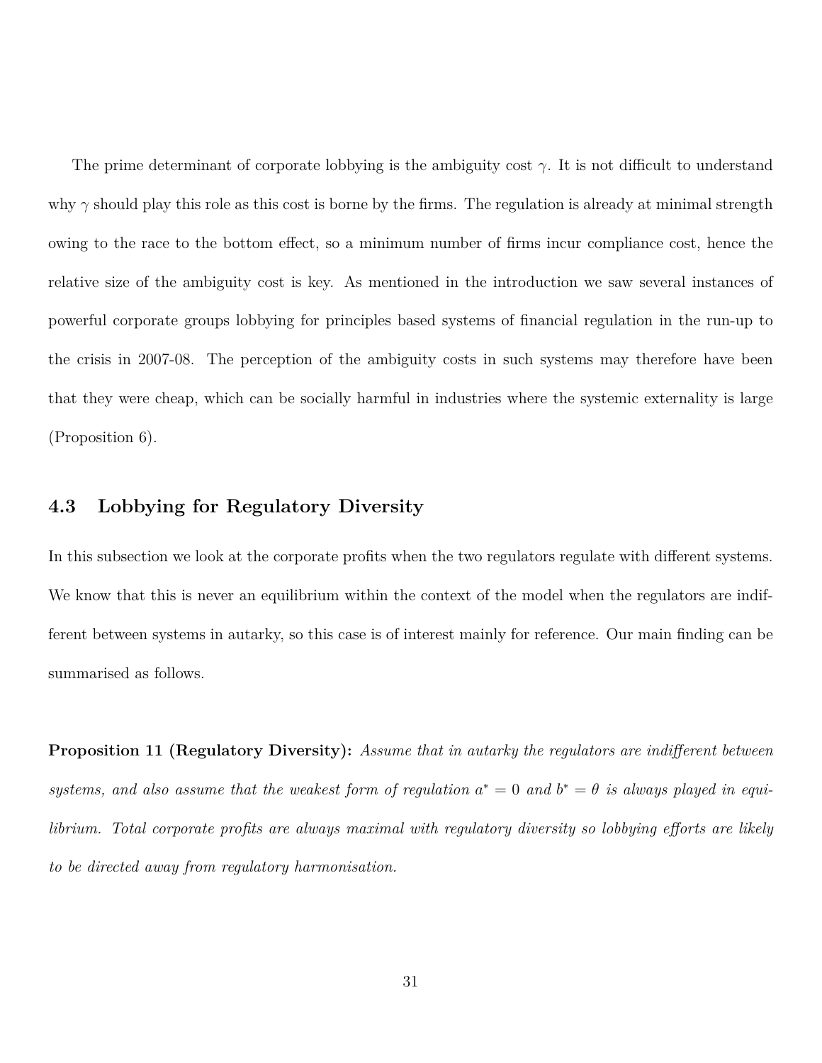The prime determinant of corporate lobbying is the ambiguity cost $\gamma$. It is not difficult to understand why $\gamma$ should play this role as this cost is borne by the firms. The regulation is already at minimal strength owing to the race to the bottom effect, so a minimum number of firms incur compliance cost, hence the relative size of the ambiguity cost is key. As mentioned in the introduction we saw several instances of powerful corporate groups lobbying for principles based systems of financial regulation in the run-up to the crisis in 2007-08. The perception of the ambiguity costs in such systems may therefore have been that they were cheap, which can be socially harmful in industries where the systemic externality is large (Proposition 6).

### 4.3 Lobbying for Regulatory Diversity

In this subsection we look at the corporate profits when the two regulators regulate with different systems. We know that this is never an equilibrium within the context of the model when the regulators are indifferent between systems in autarky, so this case is of interest mainly for reference. Our main finding can be summarised as follows.

**Proposition 11 (Regulatory Diversity):** *Assume that in autarky the regulators are indifferent between systems, and also assume that the weakest form of regulation $a^* = 0$ and $b^* = \theta$ is always played in equilibrium. Total corporate profits are always maximal with regulatory diversity so lobbying efforts are likely to be directed away from regulatory harmonisation.*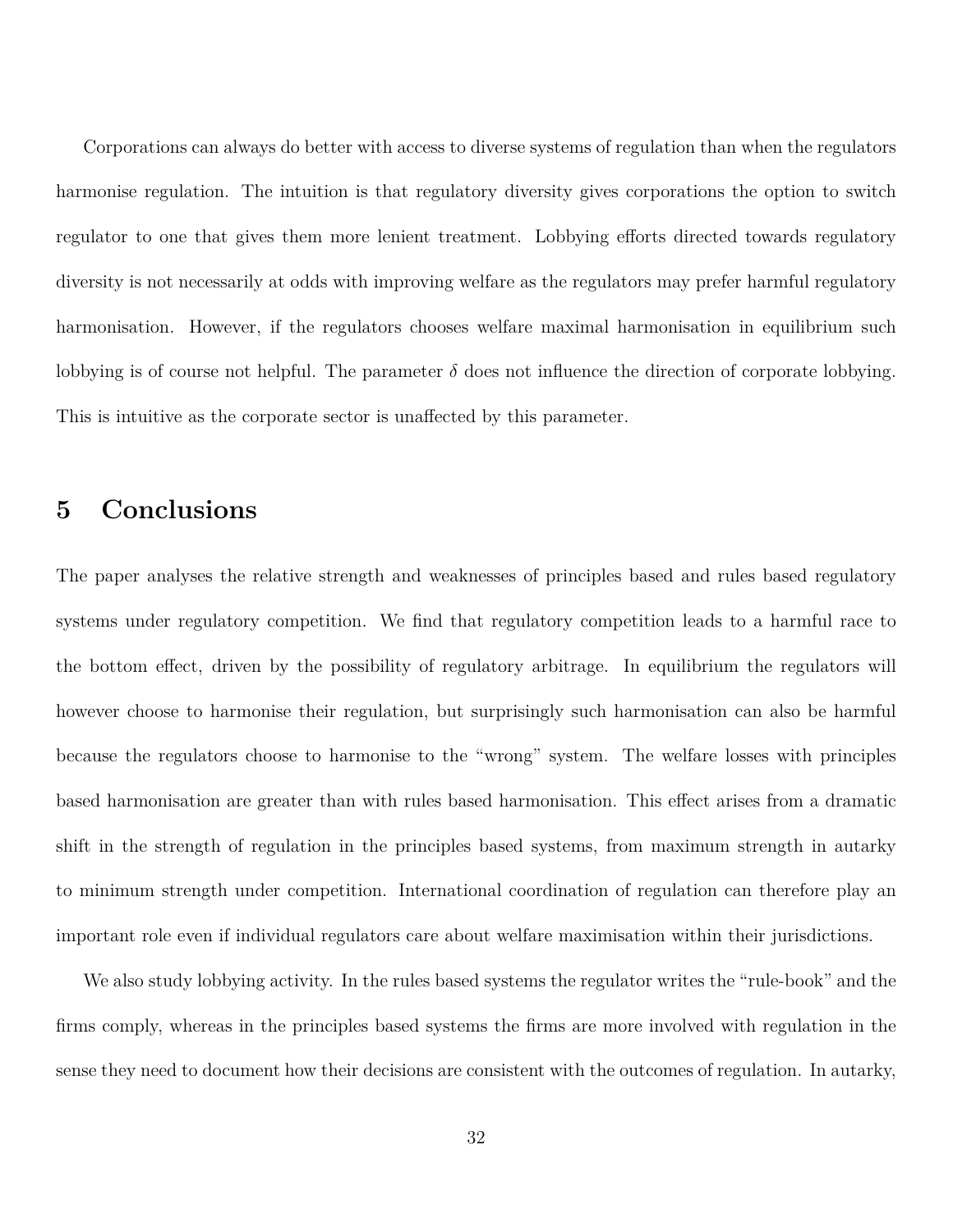Corporations can always do better with access to diverse systems of regulation than when the regulators harmonise regulation. The intuition is that regulatory diversity gives corporations the option to switch regulator to one that gives them more lenient treatment. Lobbying efforts directed towards regulatory diversity is not necessarily at odds with improving welfare as the regulators may prefer harmful regulatory harmonisation. However, if the regulators chooses welfare maximal harmonisation in equilibrium such lobbying is of course not helpful. The parameter $\delta$ does not influence the direction of corporate lobbying. This is intuitive as the corporate sector is unaffected by this parameter.

# 5 Conclusions

The paper analyses the relative strength and weaknesses of principles based and rules based regulatory systems under regulatory competition. We find that regulatory competition leads to a harmful race to the bottom effect, driven by the possibility of regulatory arbitrage. In equilibrium the regulators will however choose to harmonise their regulation, but surprisingly such harmonisation can also be harmful because the regulators choose to harmonise to the "wrong" system. The welfare losses with principles based harmonisation are greater than with rules based harmonisation. This effect arises from a dramatic shift in the strength of regulation in the principles based systems, from maximum strength in autarky to minimum strength under competition. International coordination of regulation can therefore play an important role even if individual regulators care about welfare maximisation within their jurisdictions.

We also study lobbying activity. In the rules based systems the regulator writes the "rule-book" and the firms comply, whereas in the principles based systems the firms are more involved with regulation in the sense they need to document how their decisions are consistent with the outcomes of regulation. In autarky,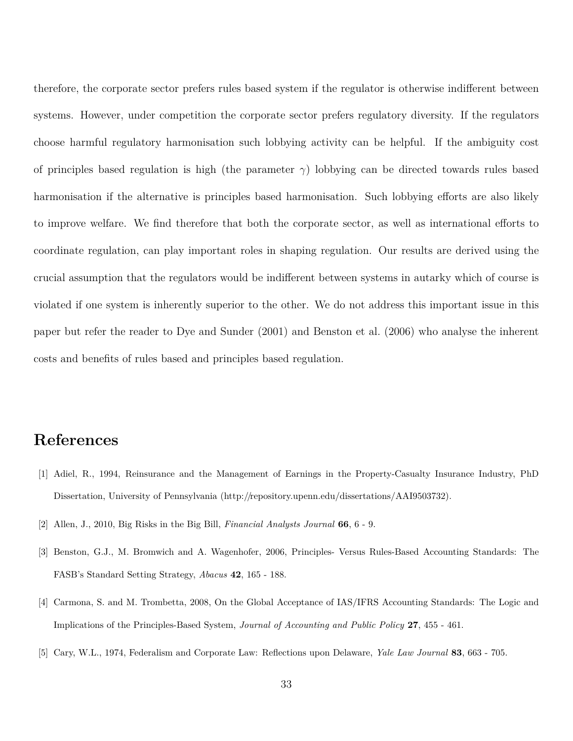therefore, the corporate sector prefers rules based system if the regulator is otherwise indifferent between systems. However, under competition the corporate sector prefers regulatory diversity. If the regulators choose harmful regulatory harmonisation such lobbying activity can be helpful. If the ambiguity cost of principles based regulation is high (the parameter $\gamma$) lobbying can be directed towards rules based harmonisation if the alternative is principles based harmonisation. Such lobbying efforts are also likely to improve welfare. We find therefore that both the corporate sector, as well as international efforts to coordinate regulation, can play important roles in shaping regulation. Our results are derived using the crucial assumption that the regulators would be indifferent between systems in autarky which of course is violated if one system is inherently superior to the other. We do not address this important issue in this paper but refer the reader to Dye and Sunder (2001) and Benston et al. (2006) who analyse the inherent costs and benefits of rules based and principles based regulation.

# References

[1] Adiel, R., 1994, Reinsurance and the Management of Earnings in the Property-Casualty Insurance Industry, PhD Dissertation, University of Pennsylvania (http://repository.upenn.edu/dissertations/AAI9503732).

[2] Allen, J., 2010, Big Risks in the Big Bill, *Financial Analysts Journal* **66**, 6 - 9.

[3] Benston, G.J., M. Bromwich and A. Wagenhofer, 2006, Principles- Versus Rules-Based Accounting Standards: The FASB's Standard Setting Strategy, *Abacus* **42**, 165 - 188.

[4] Carmona, S. and M. Trombetta, 2008, On the Global Acceptance of IAS/IFRS Accounting Standards: The Logic and Implications of the Principles-Based System, *Journal of Accounting and Public Policy* **27**, 455 - 461.

[5] Cary, W.L., 1974, Federalism and Corporate Law: Reflections upon Delaware, *Yale Law Journal* **83**, 663 - 705.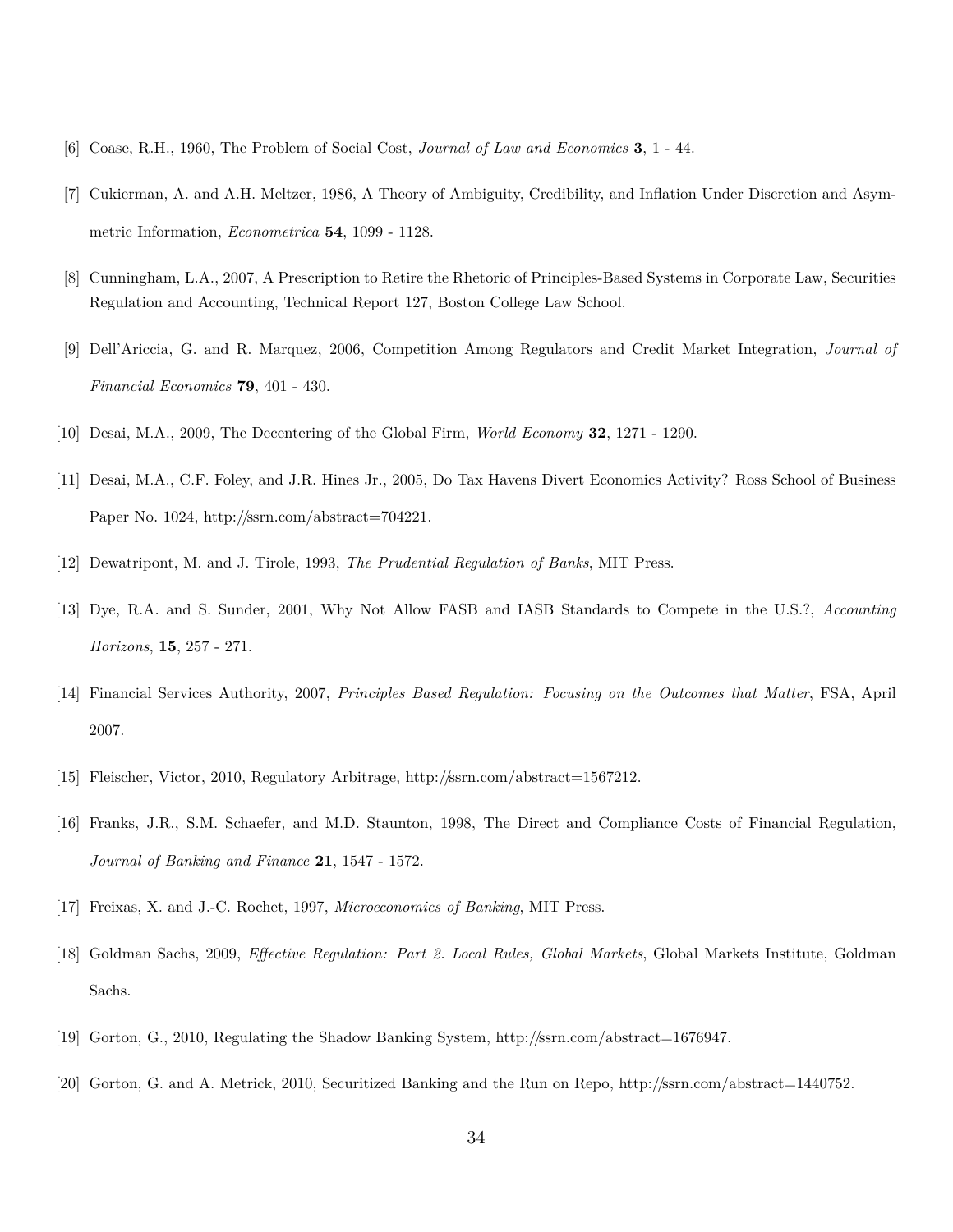[6] Coase, R.H., 1960, The Problem of Social Cost, *Journal of Law and Economics* **3**, 1 - 44.

[7] Cukierman, A. and A.H. Meltzer, 1986, A Theory of Ambiguity, Credibility, and Inflation Under Discretion and Asymmetric Information, *Econometrica* **54**, 1099 - 1128.

[8] Cunningham, L.A., 2007, A Prescription to Retire the Rhetoric of Principles-Based Systems in Corporate Law, Securities Regulation and Accounting, Technical Report 127, Boston College Law School.

[9] Dell'Ariccia, G. and R. Marquez, 2006, Competition Among Regulators and Credit Market Integration, *Journal of Financial Economics* **79**, 401 - 430.

[10] Desai, M.A., 2009, The Decentering of the Global Firm, *World Economy* **32**, 1271 - 1290.

[11] Desai, M.A., C.F. Foley, and J.R. Hines Jr., 2005, Do Tax Havens Divert Economics Activity? Ross School of Business Paper No. 1024, http://ssrn.com/abstract=704221.

[12] Dewatripont, M. and J. Tirole, 1993, *The Prudential Regulation of Banks*, MIT Press.

[13] Dye, R.A. and S. Sunder, 2001, Why Not Allow FASB and IASB Standards to Compete in the U.S.?, *Accounting Horizons*, **15**, 257 - 271.

[14] Financial Services Authority, 2007, *Principles Based Regulation: Focusing on the Outcomes that Matter*, FSA, April 2007.

[15] Fleischer, Victor, 2010, Regulatory Arbitrage, http://ssrn.com/abstract=1567212.

[16] Franks, J.R., S.M. Schaefer, and M.D. Staunton, 1998, The Direct and Compliance Costs of Financial Regulation, *Journal of Banking and Finance* **21**, 1547 - 1572.

[17] Freixas, X. and J.-C. Rochet, 1997, *Microeconomics of Banking*, MIT Press.

[18] Goldman Sachs, 2009, *Effective Regulation: Part 2. Local Rules, Global Markets*, Global Markets Institute, Goldman Sachs.

[19] Gorton, G., 2010, Regulating the Shadow Banking System, http://ssrn.com/abstract=1676947.

[20] Gorton, G. and A. Metrick, 2010, Securitized Banking and the Run on Repo, http://ssrn.com/abstract=1440752.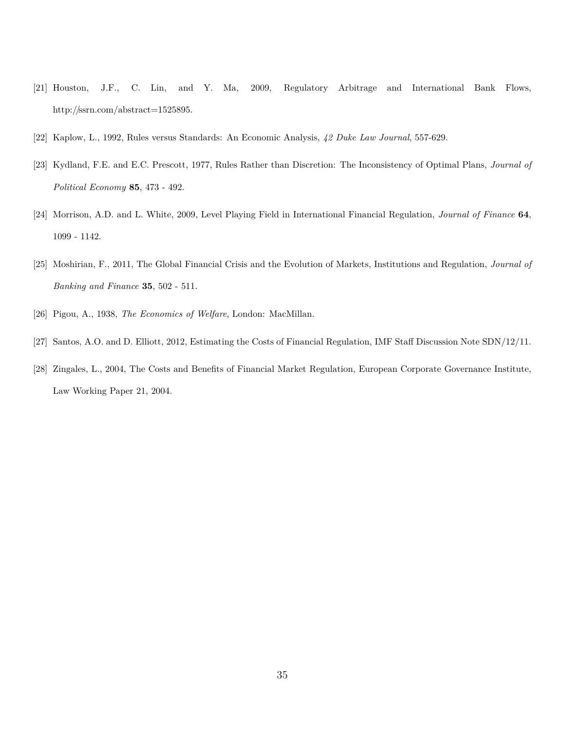[21] Houston, J.F., C. Lin, and Y. Ma, 2009, Regulatory Arbitrage and International Bank Flows, http://ssrn.com/abstract=1525895.

[22] Kaplow, L., 1992, Rules versus Standards: An Economic Analysis, *42 Duke Law Journal*, 557-629.

[23] Kydland, F.E. and E.C. Prescott, 1977, Rules Rather than Discretion: The Inconsistency of Optimal Plans, *Journal of Political Economy* **85**, 473 - 492.

[24] Morrison, A.D. and L. White, 2009, Level Playing Field in International Financial Regulation, *Journal of Finance* **64**, 1099 - 1142.

[25] Moshirian, F., 2011, The Global Financial Crisis and the Evolution of Markets, Institutions and Regulation, *Journal of Banking and Finance* **35**, 502 - 511.

[26] Pigou, A., 1938, *The Economics of Welfare*, London: MacMillan.

[27] Santos, A.O. and D. Elliott, 2012, Estimating the Costs of Financial Regulation, IMF Staff Discussion Note SDN/12/11.

[28] Zingales, L., 2004, The Costs and Benefits of Financial Market Regulation, European Corporate Governance Institute, Law Working Paper 21, 2004.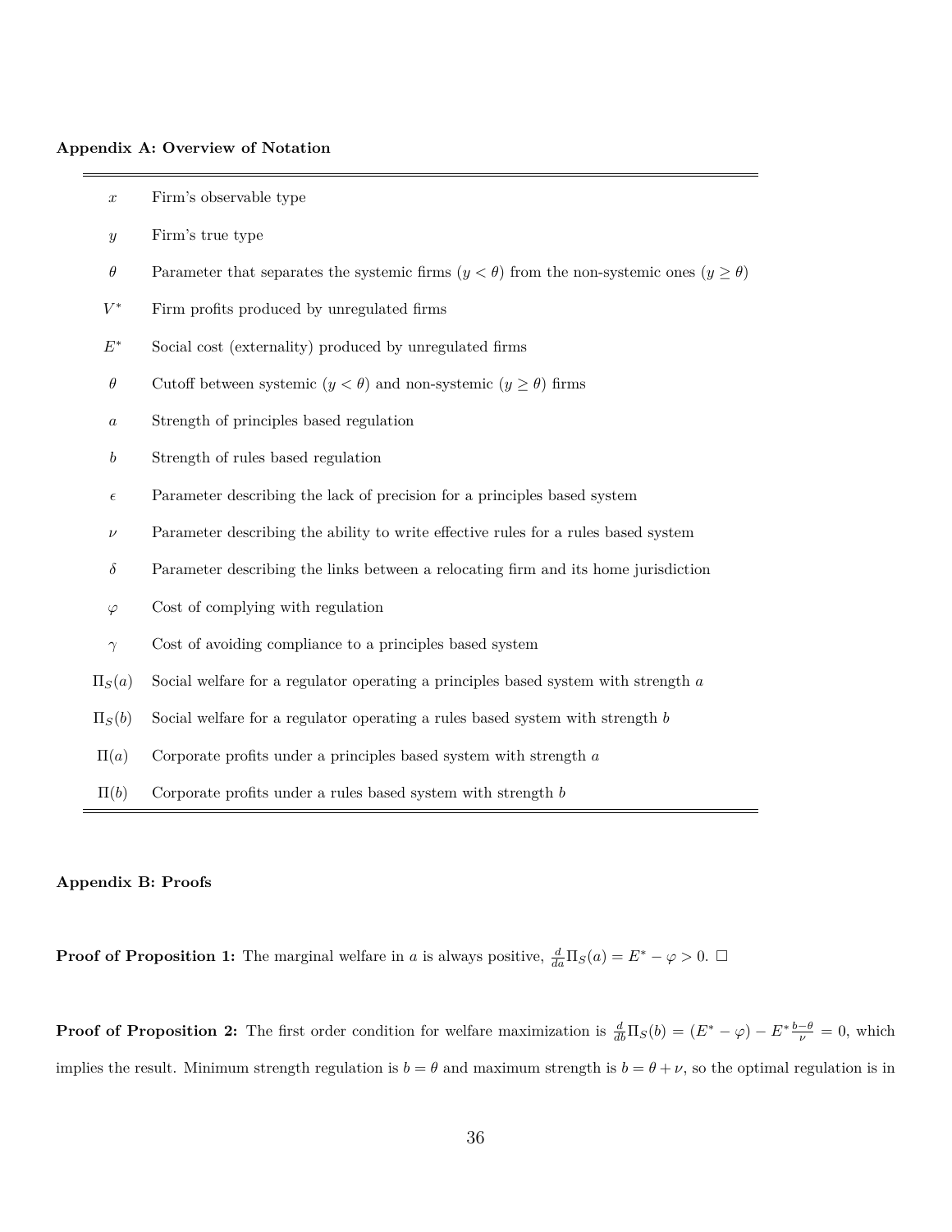**Appendix A: Overview of Notation**

| | |
|---|---|
| $x$ | Firm's observable type |
| $y$ | Firm's true type |
| $\theta$ | Parameter that separates the systemic firms ($y < \theta$) from the non-systemic ones ($y \geq \theta$) |
| $V^*$ | Firm profits produced by unregulated firms |
| $E^*$ | Social cost (externality) produced by unregulated firms |
| $\theta$ | Cutoff between systemic ($y < \theta$) and non-systemic ($y \geq \theta$) firms |
| $a$ | Strength of principles based regulation |
| $b$ | Strength of rules based regulation |
| $\epsilon$ | Parameter describing the lack of precision for a principles based system |
| $\nu$ | Parameter describing the ability to write effective rules for a rules based system |
| $\delta$ | Parameter describing the links between a relocating firm and its home jurisdiction |
| $\varphi$ | Cost of complying with regulation |
| $\gamma$ | Cost of avoiding compliance to a principles based system |
| $\Pi_S(a)$ | Social welfare for a regulator operating a principles based system with strength $a$ |
| $\Pi_S(b)$ | Social welfare for a regulator operating a rules based system with strength $b$ |
| $\Pi(a)$ | Corporate profits under a principles based system with strength $a$ |
| $\Pi(b)$ | Corporate profits under a rules based system with strength $b$ |

**Appendix B: Proofs**

**Proof of Proposition 1:** The marginal welfare in $a$ is always positive, $\frac{d}{da}\Pi_S(a) = E^* - \varphi > 0$. $\square$

**Proof of Proposition 2:** The first order condition for welfare maximization is $\frac{d}{db}\Pi_S(b) = (E^* - \varphi) - E^* \frac{b-\theta}{\nu} = 0$, which implies the result. Minimum strength regulation is $b = \theta$ and maximum strength is $b = \theta + \nu$, so the optimal regulation is in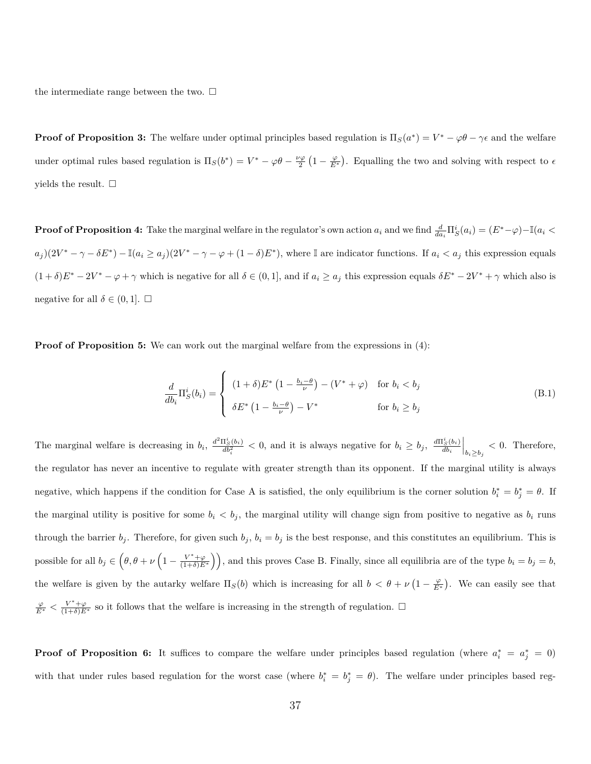the intermediate range between the two. □

**Proof of Proposition 3:** The welfare under optimal principles based regulation is $\Pi_S(a^*) = V^* - \varphi\theta - \gamma\epsilon$ and the welfare under optimal rules based regulation is $\Pi_S(b^*) = V^* - \varphi\theta - \frac{\nu\varphi}{2}\left(1 - \frac{\varphi}{E^*}\right)$. Equalling the two and solving with respect to $\epsilon$ yields the result. □

**Proof of Proposition 4:** Take the marginal welfare in the regulator's own action $a_i$ and we find $\frac{d}{da_i}\Pi_S^i(a_i) = (E^* - \varphi) - \mathbb{I}(a_i < a_j)(2V^* - \gamma - \delta E^*) - \mathbb{I}(a_i \geq a_j)(2V^* - \gamma - \varphi + (1-\delta)E^*)$, where $\mathbb{I}$ are indicator functions. If $a_i < a_j$ this expression equals $(1+\delta)E^* - 2V^* - \varphi + \gamma$ which is negative for all $\delta \in (0, 1]$, and if $a_i \geq a_j$ this expression equals $\delta E^* - 2V^* + \gamma$ which also is negative for all $\delta \in (0, 1]$. □

**Proof of Proposition 5:** We can work out the marginal welfare from the expressions in (4):

$$\frac{d}{db_i}\Pi_S^i(b_i) = \begin{cases} (1+\delta)E^*\left(1 - \frac{b_i - \theta}{\nu}\right) - (V^* + \varphi) & \text{for } b_i < b_j \\ \delta E^*\left(1 - \frac{b_i - \theta}{\nu}\right) - V^* & \text{for } b_i \geq b_j \end{cases} \tag{B.1}$$

The marginal welfare is decreasing in $b_i$, $\frac{d^2\Pi_S^i(b_i)}{db_i^2} < 0$, and it is always negative for $b_i \geq b_j$, $\left.\frac{d\Pi_S^i(b_i)}{db_i}\right|_{b_i \geq b_j} < 0$. Therefore, the regulator has never an incentive to regulate with greater strength than its opponent. If the marginal utility is always negative, which happens if the condition for Case A is satisfied, the only equilibrium is the corner solution $b_i^* = b_j^* = \theta$. If the marginal utility is positive for some $b_i < b_j$, the marginal utility will change sign from positive to negative as $b_i$ runs through the barrier $b_j$. Therefore, for given such $b_j$, $b_i = b_j$ is the best response, and this constitutes an equilibrium. This is possible for all $b_j \in \left(\theta, \theta + \nu\left(1 - \frac{V^* + \varphi}{(1+\delta)E^*}\right)\right)$, and this proves Case B. Finally, since all equilibria are of the type $b_i = b_j = b$, the welfare is given by the autarky welfare $\Pi_S(b)$ which is increasing for all $b < \theta + \nu\left(1 - \frac{\varphi}{E^*}\right)$. We can easily see that $\frac{\varphi}{E^*} < \frac{V^* + \varphi}{(1+\delta)E^*}$ so it follows that the welfare is increasing in the strength of regulation. □

**Proof of Proposition 6:** It suffices to compare the welfare under principles based regulation (where $a_i^* = a_j^* = 0$) with that under rules based regulation for the worst case (where $b_i^* = b_j^* = \theta$). The welfare under principles based reg-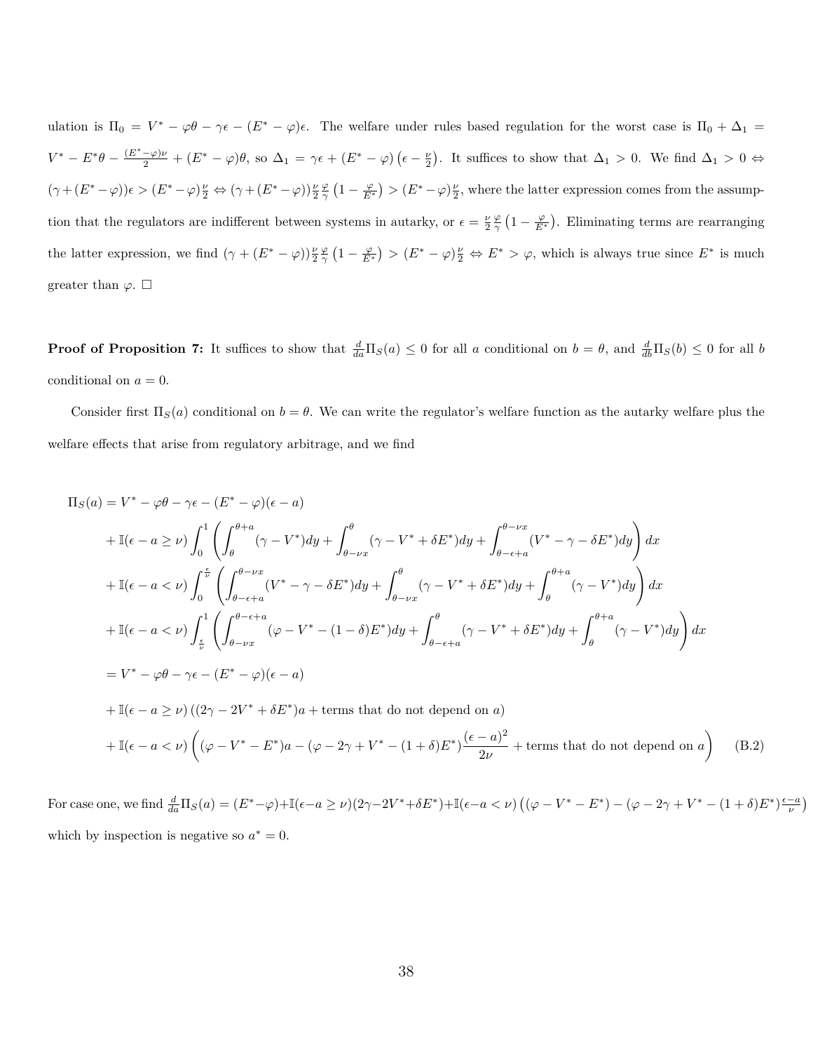ulation is $\Pi_0 = V^* - \varphi\theta - \gamma\epsilon - (E^* - \varphi)\epsilon$. The welfare under rules based regulation for the worst case is $\Pi_0 + \Delta_1 = V^* - E^*\theta - \frac{(E^*-\varphi)\nu}{2} + (E^* - \varphi)\theta$, so $\Delta_1 = \gamma\epsilon + (E^* - \varphi)\left(\epsilon - \frac{\nu}{2}\right)$. It suffices to show that $\Delta_1 > 0$. We find $\Delta_1 > 0 \Leftrightarrow (\gamma + (E^* - \varphi))\epsilon > (E^* - \varphi)\frac{\nu}{2} \Leftrightarrow (\gamma + (E^* - \varphi))\frac{\nu}{2}\frac{\varphi}{\gamma}\left(1 - \frac{\varphi}{E^*}\right) > (E^* - \varphi)\frac{\nu}{2}$, where the latter expression comes from the assumption that the regulators are indifferent between systems in autarky, or $\epsilon = \frac{\nu}{2}\frac{\varphi}{\gamma}\left(1 - \frac{\varphi}{E^*}\right)$. Eliminating terms are rearranging the latter expression, we find $(\gamma + (E^* - \varphi))\frac{\nu}{2}\frac{\varphi}{\gamma}\left(1 - \frac{\varphi}{E^*}\right) > (E^* - \varphi)\frac{\nu}{2} \Leftrightarrow E^* > \varphi$, which is always true since $E^*$ is much greater than $\varphi$. □

**Proof of Proposition 7:** It suffices to show that $\frac{d}{da}\Pi_S(a) \leq 0$ for all $a$ conditional on $b = \theta$, and $\frac{d}{db}\Pi_S(b) \leq 0$ for all $b$ conditional on $a = 0$.

Consider first $\Pi_S(a)$ conditional on $b = \theta$. We can write the regulator's welfare function as the autarky welfare plus the welfare effects that arise from regulatory arbitrage, and we find

$$
\begin{aligned}
\Pi_S(a) &= V^* - \varphi\theta - \gamma\epsilon - (E^* - \varphi)(\epsilon - a) \\
&+ \mathbb{I}(\epsilon - a \geq \nu)\int_0^1 \left(\int_\theta^{\theta+a}(\gamma - V^*)dy + \int_{\theta-\nu x}^{\theta}(\gamma - V^* + \delta E^*)dy + \int_{\theta-\epsilon+a}^{\theta-\nu x}(V^* - \gamma - \delta E^*)dy\right)dx \\
&+ \mathbb{I}(\epsilon - a < \nu)\int_0^{\frac{\epsilon}{\nu}} \left(\int_{\theta-\epsilon+a}^{\theta-\nu x}(V^* - \gamma - \delta E^*)dy + \int_{\theta-\nu x}^{\theta}(\gamma - V^* + \delta E^*)dy + \int_\theta^{\theta+a}(\gamma - V^*)dy\right)dx \\
&+ \mathbb{I}(\epsilon - a < \nu)\int_{\frac{\epsilon}{\nu}}^1 \left(\int_{\theta-\nu x}^{\theta-\epsilon+a}(\varphi - V^* - (1-\delta)E^*)dy + \int_{\theta-\epsilon+a}^{\theta}(\gamma - V^* + \delta E^*)dy + \int_\theta^{\theta+a}(\gamma - V^*)dy\right)dx \\
&= V^* - \varphi\theta - \gamma\epsilon - (E^* - \varphi)(\epsilon - a) \\
&+ \mathbb{I}(\epsilon - a \geq \nu)\left((2\gamma - 2V^* + \delta E^*)a + \text{terms that do not depend on } a\right) \\
&+ \mathbb{I}(\epsilon - a < \nu)\left((\varphi - V^* - E^*)a - (\varphi - 2\gamma + V^* - (1+\delta)E^*)\frac{(\epsilon - a)^2}{2\nu} + \text{terms that do not depend on } a\right) \qquad \text{(B.2)}
\end{aligned}
$$

For case one, we find $\frac{d}{da}\Pi_S(a) = (E^* - \varphi) + \mathbb{I}(\epsilon - a \geq \nu)(2\gamma - 2V^* + \delta E^*) + \mathbb{I}(\epsilon - a < \nu)\left((\varphi - V^* - E^*) - (\varphi - 2\gamma + V^* - (1+\delta)E^*)\frac{\epsilon - a}{\nu}\right)$ which by inspection is negative so $a^* = 0$.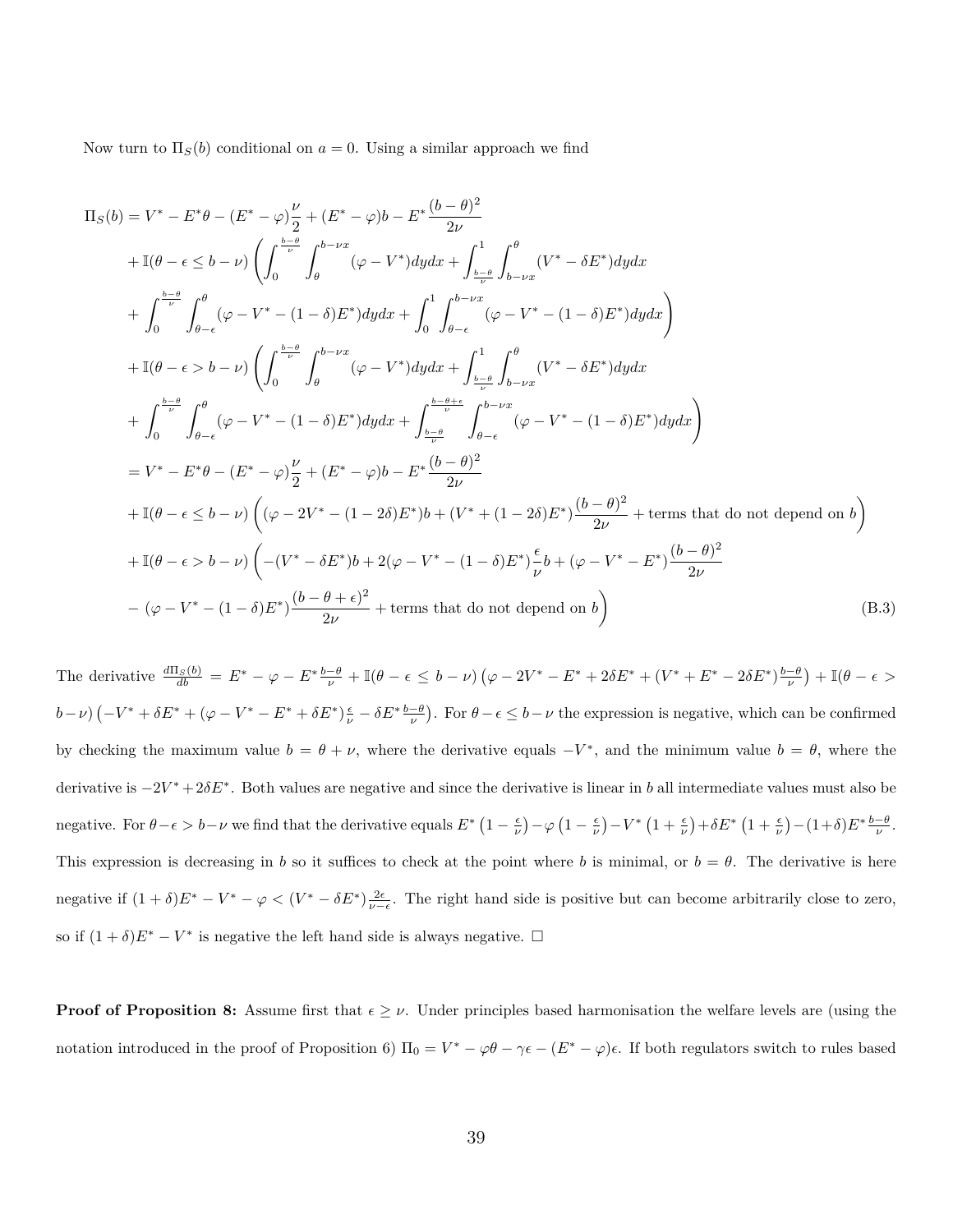Now turn to $\Pi_S(b)$ conditional on $a = 0$. Using a similar approach we find

$$
\begin{aligned}
\Pi_S(b) &= V^* - E^*\theta - (E^* - \varphi)\frac{\nu}{2} + (E^* - \varphi)b - E^*\frac{(b-\theta)^2}{2\nu} \\
&+ \mathbb{I}(\theta - \epsilon \leq b - \nu)\Bigg(\int_0^{\frac{b-\theta}{\nu}}\int_\theta^{b-\nu x}(\varphi - V^*)dydx + \int_{\frac{b-\theta}{\nu}}^1\int_{b-\nu x}^\theta (V^* - \delta E^*)dydx \\
&+ \int_0^{\frac{b-\theta}{\nu}}\int_{\theta-\epsilon}^\theta(\varphi - V^* - (1-\delta)E^*)dydx + \int_0^1\int_{\theta-\epsilon}^{b-\nu x}(\varphi - V^* - (1-\delta)E^*)dydx\Bigg) \\
&+ \mathbb{I}(\theta - \epsilon > b - \nu)\Bigg(\int_0^{\frac{b-\theta}{\nu}}\int_\theta^{b-\nu x}(\varphi - V^*)dydx + \int_{\frac{b-\theta}{\nu}}^1\int_{b-\nu x}^\theta (V^* - \delta E^*)dydx \\
&+ \int_0^{\frac{b-\theta}{\nu}}\int_{\theta-\epsilon}^\theta(\varphi - V^* - (1-\delta)E^*)dydx + \int_{\frac{b-\theta}{\nu}}^{\frac{b-\theta+\epsilon}{\nu}}\int_{\theta-\epsilon}^{b-\nu x}(\varphi - V^* - (1-\delta)E^*)dydx\Bigg) \\
&= V^* - E^*\theta - (E^* - \varphi)\frac{\nu}{2} + (E^* - \varphi)b - E^*\frac{(b-\theta)^2}{2\nu} \\
&+ \mathbb{I}(\theta - \epsilon \leq b - \nu)\left((\varphi - 2V^* - (1-2\delta)E^*)b + (V^* + (1-2\delta)E^*)\frac{(b-\theta)^2}{2\nu} + \text{terms that do not depend on } b\right) \\
&+ \mathbb{I}(\theta - \epsilon > b - \nu)\Bigg(-(V^* - \delta E^*)b + 2(\varphi - V^* - (1-\delta)E^*)\frac{\epsilon}{\nu}b + (\varphi - V^* - E^*)\frac{(b-\theta)^2}{2\nu} \\
&- (\varphi - V^* - (1-\delta)E^*)\frac{(b-\theta+\epsilon)^2}{2\nu} + \text{terms that do not depend on } b\Bigg) \qquad \text{(B.3)}
\end{aligned}
$$

The derivative $\frac{d\Pi_S(b)}{db} = E^* - \varphi - E^*\frac{b-\theta}{\nu} + \mathbb{I}(\theta - \epsilon \leq b - \nu)\left(\varphi - 2V^* - E^* + 2\delta E^* + (V^* + E^* - 2\delta E^*)\frac{b-\theta}{\nu}\right) + \mathbb{I}(\theta - \epsilon > b - \nu)\left(-V^* + \delta E^* + (\varphi - V^* - E^* + \delta E^*)\frac{\epsilon}{\nu} - \delta E^*\frac{b-\theta}{\nu}\right)$. For $\theta - \epsilon \leq b - \nu$ the expression is negative, which can be confirmed by checking the maximum value $b = \theta + \nu$, where the derivative equals $-V^*$, and the minimum value $b = \theta$, where the derivative is $-2V^* + 2\delta E^*$. Both values are negative and since the derivative is linear in $b$ all intermediate values must also be negative. For $\theta - \epsilon > b - \nu$ we find that the derivative equals $E^*\left(1 - \frac{\epsilon}{\nu}\right) - \varphi\left(1 - \frac{\epsilon}{\nu}\right) - V^*\left(1 + \frac{\epsilon}{\nu}\right) + \delta E^*\left(1 + \frac{\epsilon}{\nu}\right) - (1+\delta)E^*\frac{b-\theta}{\nu}$. This expression is decreasing in $b$ so it suffices to check at the point where $b$ is minimal, or $b = \theta$. The derivative is here negative if $(1+\delta)E^* - V^* - \varphi < (V^* - \delta E^*)\frac{2\epsilon}{\nu - \epsilon}$. The right hand side is positive but can become arbitrarily close to zero, so if $(1+\delta)E^* - V^*$ is negative the left hand side is always negative. □

**Proof of Proposition 8:** Assume first that $\epsilon \geq \nu$. Under principles based harmonisation the welfare levels are (using the notation introduced in the proof of Proposition 6) $\Pi_0 = V^* - \varphi\theta - \gamma\epsilon - (E^* - \varphi)\epsilon$. If both regulators switch to rules based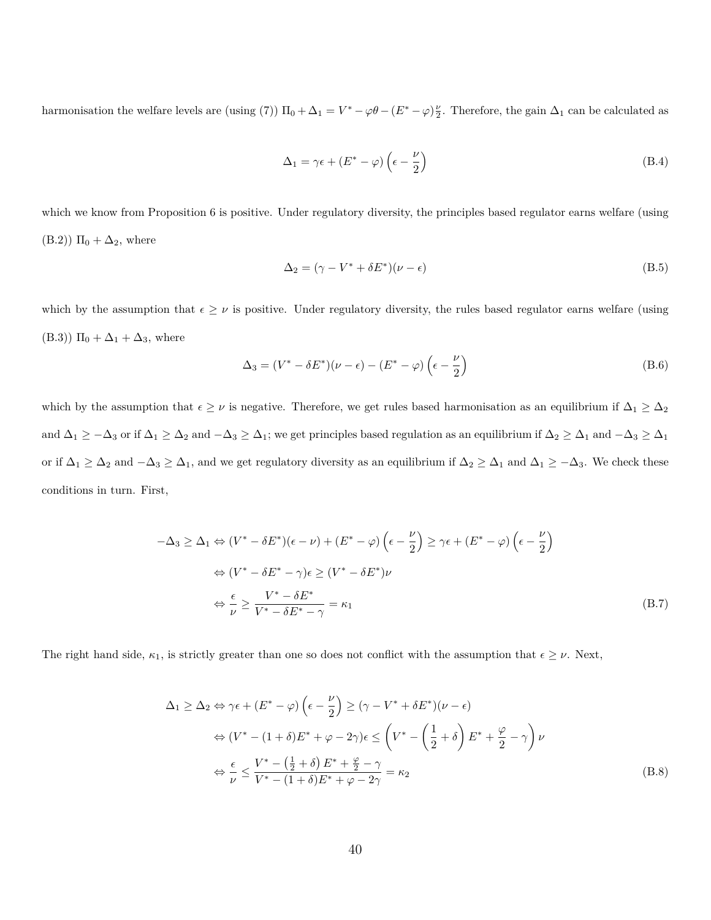harmonisation the welfare levels are (using (7)) $\Pi_0 + \Delta_1 = V^* - \varphi\theta - (E^* - \varphi)\frac{\nu}{2}$. Therefore, the gain $\Delta_1$ can be calculated as

$$\Delta_1 = \gamma\epsilon + (E^* - \varphi)\left(\epsilon - \frac{\nu}{2}\right) \tag{B.4}$$

which we know from Proposition 6 is positive. Under regulatory diversity, the principles based regulator earns welfare (using (B.2)) $\Pi_0 + \Delta_2$, where

$$\Delta_2 = (\gamma - V^* + \delta E^*)(\nu - \epsilon) \tag{B.5}$$

which by the assumption that $\epsilon \geq \nu$ is positive. Under regulatory diversity, the rules based regulator earns welfare (using (B.3)) $\Pi_0 + \Delta_1 + \Delta_3$, where

$$\Delta_3 = (V^* - \delta E^*)(\nu - \epsilon) - (E^* - \varphi)\left(\epsilon - \frac{\nu}{2}\right) \tag{B.6}$$

which by the assumption that $\epsilon \geq \nu$ is negative. Therefore, we get rules based harmonisation as an equilibrium if $\Delta_1 \geq \Delta_2$ and $\Delta_1 \geq -\Delta_3$ or if $\Delta_1 \geq \Delta_2$ and $-\Delta_3 \geq \Delta_1$; we get principles based regulation as an equilibrium if $\Delta_2 \geq \Delta_1$ and $-\Delta_3 \geq \Delta_1$ or if $\Delta_1 \geq \Delta_2$ and $-\Delta_3 \geq \Delta_1$, and we get regulatory diversity as an equilibrium if $\Delta_2 \geq \Delta_1$ and $\Delta_1 \geq -\Delta_3$. We check these conditions in turn. First,

$$\begin{aligned}
-\Delta_3 \geq \Delta_1 &\Leftrightarrow (V^* - \delta E^*)(\epsilon - \nu) + (E^* - \varphi)\left(\epsilon - \frac{\nu}{2}\right) \geq \gamma\epsilon + (E^* - \varphi)\left(\epsilon - \frac{\nu}{2}\right) \\
&\Leftrightarrow (V^* - \delta E^* - \gamma)\epsilon \geq (V^* - \delta E^*)\nu \\
&\Leftrightarrow \frac{\epsilon}{\nu} \geq \frac{V^* - \delta E^*}{V^* - \delta E^* - \gamma} = \kappa_1
\end{aligned} \tag{B.7}$$

The right hand side, $\kappa_1$, is strictly greater than one so does not conflict with the assumption that $\epsilon \geq \nu$. Next,

$$\begin{aligned}
\Delta_1 \geq \Delta_2 &\Leftrightarrow \gamma\epsilon + (E^* - \varphi)\left(\epsilon - \frac{\nu}{2}\right) \geq (\gamma - V^* + \delta E^*)(\nu - \epsilon) \\
&\Leftrightarrow (V^* - (1+\delta)E^* + \varphi - 2\gamma)\epsilon \leq \left(V^* - \left(\frac{1}{2} + \delta\right)E^* + \frac{\varphi}{2} - \gamma\right)\nu \\
&\Leftrightarrow \frac{\epsilon}{\nu} \leq \frac{V^* - \left(\frac{1}{2} + \delta\right)E^* + \frac{\varphi}{2} - \gamma}{V^* - (1+\delta)E^* + \varphi - 2\gamma} = \kappa_2
\end{aligned} \tag{B.8}$$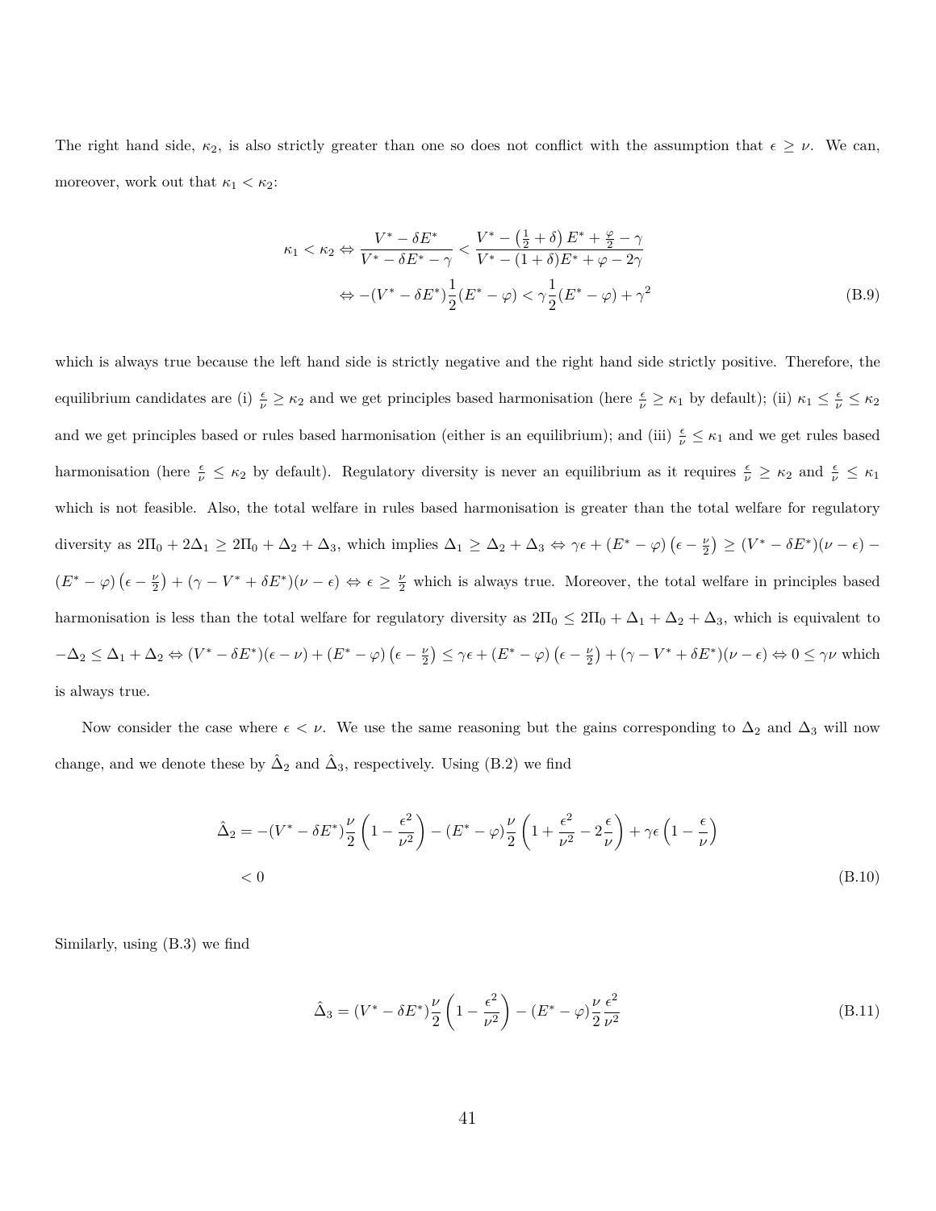The right hand side, $\kappa_2$, is also strictly greater than one so does not conflict with the assumption that $\epsilon \geq \nu$. We can, moreover, work out that $\kappa_1 < \kappa_2$:

$$
\begin{aligned}
\kappa_1 < \kappa_2 \Leftrightarrow \frac{V^* - \delta E^*}{V^* - \delta E^* - \gamma} &< \frac{V^* - \left(\frac{1}{2} + \delta\right) E^* + \frac{\varphi}{2} - \gamma}{V^* - (1+\delta)E^* + \varphi - 2\gamma} \\
\Leftrightarrow -(V^* - \delta E^*)\frac{1}{2}(E^* - \varphi) &< \gamma \frac{1}{2}(E^* - \varphi) + \gamma^2
\end{aligned} \tag{B.9}
$$

which is always true because the left hand side is strictly negative and the right hand side strictly positive. Therefore, the equilibrium candidates are (i) $\frac{\epsilon}{\nu} \geq \kappa_2$ and we get principles based harmonisation (here $\frac{\epsilon}{\nu} \geq \kappa_1$ by default); (ii) $\kappa_1 \leq \frac{\epsilon}{\nu} \leq \kappa_2$ and we get principles based or rules based harmonisation (either is an equilibrium); and (iii) $\frac{\epsilon}{\nu} \leq \kappa_1$ and we get rules based harmonisation (here $\frac{\epsilon}{\nu} \leq \kappa_2$ by default). Regulatory diversity is never an equilibrium as it requires $\frac{\epsilon}{\nu} \geq \kappa_2$ and $\frac{\epsilon}{\nu} \leq \kappa_1$ which is not feasible. Also, the total welfare in rules based harmonisation is greater than the total welfare for regulatory diversity as $2\Pi_0 + 2\Delta_1 \geq 2\Pi_0 + \Delta_2 + \Delta_3$, which implies $\Delta_1 \geq \Delta_2 + \Delta_3 \Leftrightarrow \gamma\epsilon + (E^* - \varphi)\left(\epsilon - \frac{\nu}{2}\right) \geq (V^* - \delta E^*)(\nu - \epsilon) - (E^* - \varphi)\left(\epsilon - \frac{\nu}{2}\right) + (\gamma - V^* + \delta E^*)(\nu - \epsilon) \Leftrightarrow \epsilon \geq \frac{\nu}{2}$ which is always true. Moreover, the total welfare in principles based harmonisation is less than the total welfare for regulatory diversity as $2\Pi_0 \leq 2\Pi_0 + \Delta_1 + \Delta_2 + \Delta_3$, which is equivalent to $-\Delta_2 \leq \Delta_1 + \Delta_2 \Leftrightarrow (V^* - \delta E^*)(\epsilon - \nu) + (E^* - \varphi)\left(\epsilon - \frac{\nu}{2}\right) \leq \gamma\epsilon + (E^* - \varphi)\left(\epsilon - \frac{\nu}{2}\right) + (\gamma - V^* + \delta E^*)(\nu - \epsilon) \Leftrightarrow 0 \leq \gamma\nu$ which is always true.

Now consider the case where $\epsilon < \nu$. We use the same reasoning but the gains corresponding to $\Delta_2$ and $\Delta_3$ will now change, and we denote these by $\hat{\Delta}_2$ and $\hat{\Delta}_3$, respectively. Using (B.2) we find

$$
\begin{aligned}
\hat{\Delta}_2 &= -(V^* - \delta E^*)\frac{\nu}{2}\left(1 - \frac{\epsilon^2}{\nu^2}\right) - (E^* - \varphi)\frac{\nu}{2}\left(1 + \frac{\epsilon^2}{\nu^2} - 2\frac{\epsilon}{\nu}\right) + \gamma\epsilon\left(1 - \frac{\epsilon}{\nu}\right) \\
&< 0
\end{aligned} \tag{B.10}
$$

Similarly, using (B.3) we find

$$
\hat{\Delta}_3 = (V^* - \delta E^*)\frac{\nu}{2}\left(1 - \frac{\epsilon^2}{\nu^2}\right) - (E^* - \varphi)\frac{\nu}{2}\frac{\epsilon^2}{\nu^2} \tag{B.11}
$$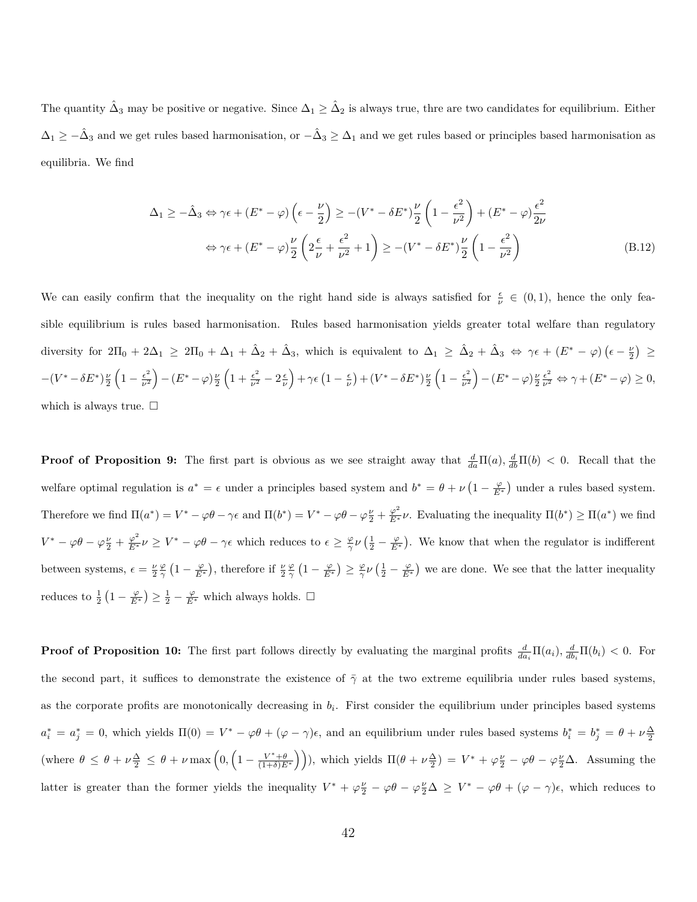The quantity $\hat{\Delta}_3$ may be positive or negative. Since $\Delta_1 \geq \hat{\Delta}_2$ is always true, thre are two candidates for equilibrium. Either $\Delta_1 \geq -\hat{\Delta}_3$ and we get rules based harmonisation, or $-\hat{\Delta}_3 \geq \Delta_1$ and we get rules based or principles based harmonisation as equilibria. We find

$$
\begin{aligned}
\Delta_1 \geq -\hat{\Delta}_3 &\Leftrightarrow \gamma\epsilon + (E^* - \varphi)\left(\epsilon - \frac{\nu}{2}\right) \geq -(V^* - \delta E^*)\frac{\nu}{2}\left(1 - \frac{\epsilon^2}{\nu^2}\right) + (E^* - \varphi)\frac{\epsilon^2}{2\nu} \\
&\Leftrightarrow \gamma\epsilon + (E^* - \varphi)\frac{\nu}{2}\left(2\frac{\epsilon}{\nu} + \frac{\epsilon^2}{\nu^2} + 1\right) \geq -(V^* - \delta E^*)\frac{\nu}{2}\left(1 - \frac{\epsilon^2}{\nu^2}\right) \qquad \text{(B.12)}
\end{aligned}
$$

We can easily confirm that the inequality on the right hand side is always satisfied for $\frac{\epsilon}{\nu} \in (0, 1)$, hence the only feasible equilibrium is rules based harmonisation. Rules based harmonisation yields greater total welfare than regulatory diversity for $2\Pi_0 + 2\Delta_1 \geq 2\Pi_0 + \Delta_1 + \hat{\Delta}_2 + \hat{\Delta}_3$, which is equivalent to $\Delta_1 \geq \hat{\Delta}_2 + \hat{\Delta}_3 \Leftrightarrow \gamma\epsilon + (E^* - \varphi)\left(\epsilon - \frac{\nu}{2}\right) \geq -(V^* - \delta E^*)\frac{\nu}{2}\left(1 - \frac{\epsilon^2}{\nu^2}\right) - (E^* - \varphi)\frac{\nu}{2}\left(1 + \frac{\epsilon^2}{\nu^2} - 2\frac{\epsilon}{\nu}\right) + \gamma\epsilon\left(1 - \frac{\epsilon}{\nu}\right) + (V^* - \delta E^*)\frac{\nu}{2}\left(1 - \frac{\epsilon^2}{\nu^2}\right) - (E^* - \varphi)\frac{\nu}{2}\frac{\epsilon^2}{\nu^2} \Leftrightarrow \gamma + (E^* - \varphi) \geq 0$, which is always true. □

**Proof of Proposition 9:** The first part is obvious as we see straight away that $\frac{d}{da}\Pi(a), \frac{d}{db}\Pi(b) < 0$. Recall that the welfare optimal regulation is $a^* = \epsilon$ under a principles based system and $b^* = \theta + \nu\left(1 - \frac{\varphi}{E^*}\right)$ under a rules based system. Therefore we find $\Pi(a^*) = V^* - \varphi\theta - \gamma\epsilon$ and $\Pi(b^*) = V^* - \varphi\theta - \varphi\frac{\nu}{2} + \frac{\varphi^2}{E^*}\nu$. Evaluating the inequality $\Pi(b^*) \geq \Pi(a^*)$ we find $V^* - \varphi\theta - \varphi\frac{\nu}{2} + \frac{\varphi^2}{E^*}\nu \geq V^* - \varphi\theta - \gamma\epsilon$ which reduces to $\epsilon \geq \frac{\varphi}{\gamma}\nu\left(\frac{1}{2} - \frac{\varphi}{E^*}\right)$. We know that when the regulator is indifferent between systems, $\epsilon = \frac{\nu}{2}\frac{\varphi}{\gamma}\left(1 - \frac{\varphi}{E^*}\right)$, therefore if $\frac{\nu}{2}\frac{\varphi}{\gamma}\left(1 - \frac{\varphi}{E^*}\right) \geq \frac{\varphi}{\gamma}\nu\left(\frac{1}{2} - \frac{\varphi}{E^*}\right)$ we are done. We see that the latter inequality reduces to $\frac{1}{2}\left(1 - \frac{\varphi}{E^*}\right) \geq \frac{1}{2} - \frac{\varphi}{E^*}$ which always holds. □

**Proof of Proposition 10:** The first part follows directly by evaluating the marginal profits $\frac{d}{da_i}\Pi(a_i), \frac{d}{db_i}\Pi(b_i) < 0$. For the second part, it suffices to demonstrate the existence of $\bar{\gamma}$ at the two extreme equilibria under rules based systems, as the corporate profits are monotonically decreasing in $b_i$. First consider the equilibrium under principles based systems $a_i^* = a_j^* = 0$, which yields $\Pi(0) = V^* - \varphi\theta + (\varphi - \gamma)\epsilon$, and an equilibrium under rules based systems $b_i^* = b_j^* = \theta + \nu\frac{\Delta}{2}$ (where $\theta \leq \theta + \nu\frac{\Delta}{2} \leq \theta + \nu\max\left(0, \left(1 - \frac{V^* + \theta}{(1+\delta)E^*}\right)\right)$), which yields $\Pi(\theta + \nu\frac{\Delta}{2}) = V^* + \varphi\frac{\nu}{2} - \varphi\theta - \varphi\frac{\nu}{2}\Delta$. Assuming the latter is greater than the former yields the inequality $V^* + \varphi\frac{\nu}{2} - \varphi\theta - \varphi\frac{\nu}{2}\Delta \geq V^* - \varphi\theta + (\varphi - \gamma)\epsilon$, which reduces to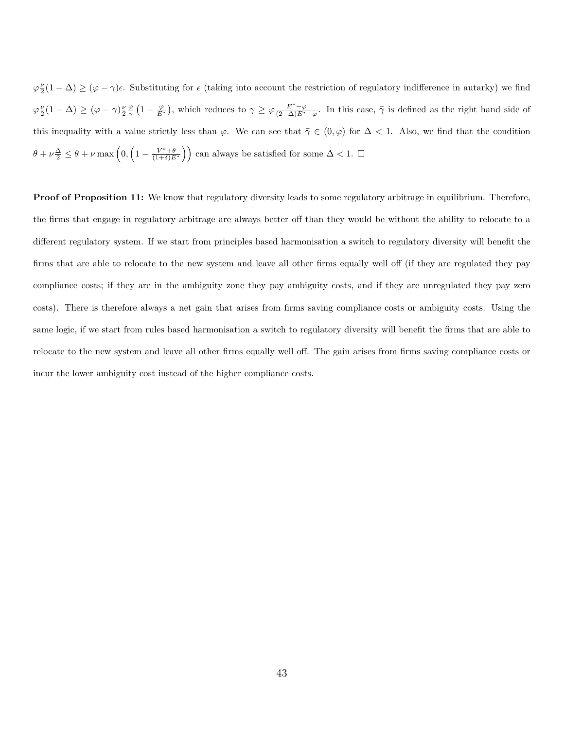$\varphi\frac{\nu}{2}(1-\Delta) \geq (\varphi-\gamma)\epsilon$. Substituting for $\epsilon$ (taking into account the restriction of regulatory indifference in autarky) we find $\varphi\frac{\nu}{2}(1-\Delta) \geq (\varphi-\gamma)\frac{\nu}{2}\frac{\varphi}{\gamma}\left(1-\frac{\varphi}{E^*}\right)$, which reduces to $\gamma \geq \varphi\frac{E^*-\varphi}{(2-\Delta)E^*-\varphi}$. In this case, $\bar{\gamma}$ is defined as the right hand side of this inequality with a value strictly less than $\varphi$. We can see that $\bar{\gamma} \in (0,\varphi)$ for $\Delta < 1$. Also, we find that the condition $\theta + \nu\frac{\Delta}{2} \leq \theta + \nu \max\left(0, \left(1 - \frac{V^*+\theta}{(1+\delta)E^*}\right)\right)$ can always be satisfied for some $\Delta < 1$. □

**Proof of Proposition 11:** We know that regulatory diversity leads to some regulatory arbitrage in equilibrium. Therefore, the firms that engage in regulatory arbitrage are always better off than they would be without the ability to relocate to a different regulatory system. If we start from principles based harmonisation a switch to regulatory diversity will benefit the firms that are able to relocate to the new system and leave all other firms equally well off (if they are regulated they pay compliance costs; if they are in the ambiguity zone they pay ambiguity costs, and if they are unregulated they pay zero costs). There is therefore always a net gain that arises from firms saving compliance costs or ambiguity costs. Using the same logic, if we start from rules based harmonisation a switch to regulatory diversity will benefit the firms that are able to relocate to the new system and leave all other firms equally well off. The gain arises from firms saving compliance costs or incur the lower ambiguity cost instead of the higher compliance costs.